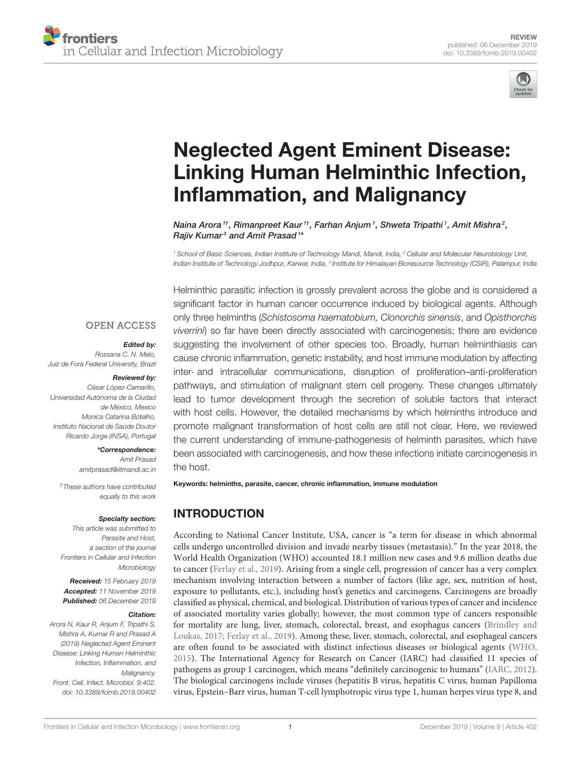REVIEW
published: 06 December 2019
doi: 10.3389/fcimb.2019.00402

# Neglected Agent Eminent Disease: Linking Human Helminthic Infection, Inflammation, and Malignancy

*Naina Arora[1†], Rimanpreet Kaur[1†], Farhan Anjum[1], Shweta Tripathi[1], Amit Mishra[2], Rajiv Kumar[3] and Amit Prasad[1*]*

[1] School of Basic Sciences, Indian Institute of Technology Mandi, Mandi, India, [2] Cellular and Molecular Neurobiology Unit, Indian Institute of Technology Jodhpur, Karwar, India, [3] Institute for Himalayan Bioresource Technology (CSIR), Palampur, India

OPEN ACCESS

***Edited by:***
Rossana C. N. Melo,
Juiz de Fora Federal University, Brazil

***Reviewed by:***
César López-Camarillo,
Universidad Autónoma de la Ciudad de México, Mexico
Monica Catarina Botelho,
Instituto Nacional de Saúde Doutor Ricardo Jorge (INSA), Portugal

***\*Correspondence:***
Amit Prasad
amitprasad@iitmandi.ac.in

† These authors have contributed equally to this work

***Specialty section:***
This article was submitted to Parasite and Host, a section of the journal Frontiers in Cellular and Infection Microbiology

***Received:*** 15 February 2019
***Accepted:*** 11 November 2019
***Published:*** 06 December 2019

***Citation:***
Arora N, Kaur R, Anjum F, Tripathi S, Mishra A, Kumar R and Prasad A (2019) Neglected Agent Eminent Disease: Linking Human Helminthic Infection, Inflammation, and Malignancy. Front. Cell. Infect. Microbiol. 9:402. doi: 10.3389/fcimb.2019.00402

Helminthic parasitic infection is grossly prevalent across the globe and is considered a significant factor in human cancer occurrence induced by biological agents. Although only three helminths (*Schistosoma haematobium, Clonorchis sinensis*, and *Opisthorchis viverrini*) so far have been directly associated with carcinogenesis; there are evidence suggesting the involvement of other species too. Broadly, human helminthiasis can cause chronic inflammation, genetic instability, and host immune modulation by affecting inter- and intracellular communications, disruption of proliferation–anti-proliferation pathways, and stimulation of malignant stem cell progeny. These changes ultimately lead to tumor development through the secretion of soluble factors that interact with host cells. However, the detailed mechanisms by which helminths introduce and promote malignant transformation of host cells are still not clear. Here, we reviewed the current understanding of immune-pathogenesis of helminth parasites, which have been associated with carcinogenesis, and how these infections initiate carcinogenesis in the host.

**Keywords: helminths, parasite, cancer, chronic inflammation, immune modulation**

## INTRODUCTION

According to National Cancer Institute, USA, cancer is "a term for disease in which abnormal cells undergo uncontrolled division and invade nearby tissues (metastasis)." In the year 2018, the World Health Organization (WHO) accounted 18.1 million new cases and 9.6 million deaths due to cancer (Ferlay et al., 2019). Arising from a single cell, progression of cancer has a very complex mechanism involving interaction between a number of factors (like age, sex, nutrition of host, exposure to pollutants, etc.), including host's genetics and carcinogens. Carcinogens are broadly classified as physical, chemical, and biological. Distribution of various types of cancer and incidence of associated mortality varies globally; however, the most common type of cancers responsible for mortality are lung, liver, stomach, colorectal, breast, and esophagus cancers (Brindley and Loukas, 2017; Ferlay et al., 2019). Among these, liver, stomach, colorectal, and esophageal cancers are often found to be associated with distinct infectious diseases or biological agents (WHO, 2015). The International Agency for Research on Cancer (IARC) had classified 11 species of pathogens as group 1 carcinogen, which means "definitely carcinogenic to humans" (IARC, 2012). The biological carcinogens include viruses (hepatitis B virus, hepatitis C virus, human Papilloma virus, Epstein–Barr virus, human T-cell lymphotropic virus type 1, human herpes virus type 8, and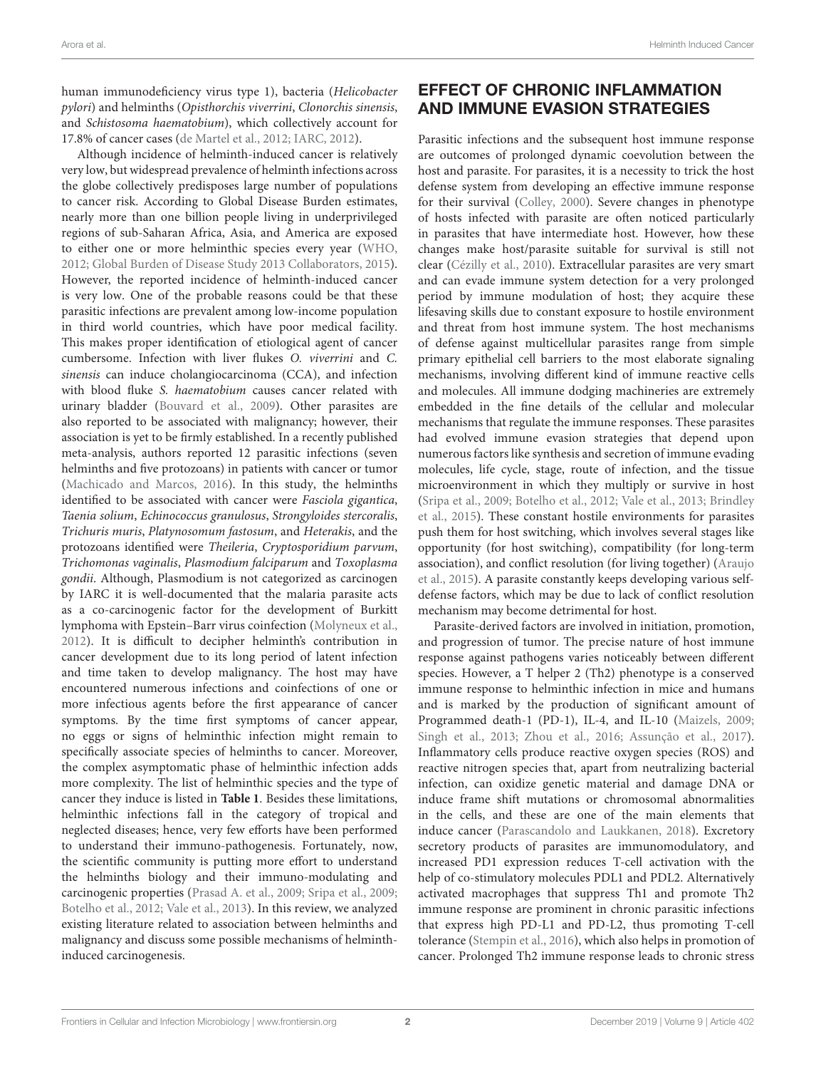human immunodeficiency virus type 1), bacteria (*Helicobacter pylori*) and helminths (*Opisthorchis viverrini*, *Clonorchis sinensis*, and *Schistosoma haematobium*), which collectively account for 17.8% of cancer cases (de Martel et al., 2012; IARC, 2012).

Although incidence of helminth-induced cancer is relatively very low, but widespread prevalence of helminth infections across the globe collectively predisposes large number of populations to cancer risk. According to Global Disease Burden estimates, nearly more than one billion people living in underprivileged regions of sub-Saharan Africa, Asia, and America are exposed to either one or more helminthic species every year (WHO, 2012; Global Burden of Disease Study 2013 Collaborators, 2015). However, the reported incidence of helminth-induced cancer is very low. One of the probable reasons could be that these parasitic infections are prevalent among low-income population in third world countries, which have poor medical facility. This makes proper identification of etiological agent of cancer cumbersome. Infection with liver flukes *O. viverrini* and *C. sinensis* can induce cholangiocarcinoma (CCA), and infection with blood fluke *S. haematobium* causes cancer related with urinary bladder (Bouvard et al., 2009). Other parasites are also reported to be associated with malignancy; however, their association is yet to be firmly established. In a recently published meta-analysis, authors reported 12 parasitic infections (seven helminths and five protozoans) in patients with cancer or tumor (Machicado and Marcos, 2016). In this study, the helminths identified to be associated with cancer were *Fasciola gigantica*, *Taenia solium*, *Echinococcus granulosus*, *Strongyloides stercoralis*, *Trichuris muris*, *Platynosomum fastosum*, and *Heterakis*, and the protozoans identified were *Theileria*, *Cryptosporidium parvum*, *Trichomonas vaginalis*, *Plasmodium falciparum* and *Toxoplasma gondii*. Although, Plasmodium is not categorized as carcinogen by IARC it is well-documented that the malaria parasite acts as a co-carcinogenic factor for the development of Burkitt lymphoma with Epstein–Barr virus coinfection (Molyneux et al., 2012). It is difficult to decipher helminth's contribution in cancer development due to its long period of latent infection and time taken to develop malignancy. The host may have encountered numerous infections and coinfections of one or more infectious agents before the first appearance of cancer symptoms. By the time first symptoms of cancer appear, no eggs or signs of helminthic infection might remain to specifically associate species of helminths to cancer. Moreover, the complex asymptomatic phase of helminthic infection adds more complexity. The list of helminthic species and the type of cancer they induce is listed in **Table 1**. Besides these limitations, helminthic infections fall in the category of tropical and neglected diseases; hence, very few efforts have been performed to understand their immuno-pathogenesis. Fortunately, now, the scientific community is putting more effort to understand the helminths biology and their immuno-modulating and carcinogenic properties (Prasad A. et al., 2009; Sripa et al., 2009; Botelho et al., 2012; Vale et al., 2013). In this review, we analyzed existing literature related to association between helminths and malignancy and discuss some possible mechanisms of helminth-induced carcinogenesis.

## EFFECT OF CHRONIC INFLAMMATION AND IMMUNE EVASION STRATEGIES

Parasitic infections and the subsequent host immune response are outcomes of prolonged dynamic coevolution between the host and parasite. For parasites, it is a necessity to trick the host defense system from developing an effective immune response for their survival (Colley, 2000). Severe changes in phenotype of hosts infected with parasite are often noticed particularly in parasites that have intermediate host. However, how these changes make host/parasite suitable for survival is still not clear (Cézilly et al., 2010). Extracellular parasites are very smart and can evade immune system detection for a very prolonged period by immune modulation of host; they acquire these lifesaving skills due to constant exposure to hostile environment and threat from host immune system. The host mechanisms of defense against multicellular parasites range from simple primary epithelial cell barriers to the most elaborate signaling mechanisms, involving different kind of immune reactive cells and molecules. All immune dodging machineries are extremely embedded in the fine details of the cellular and molecular mechanisms that regulate the immune responses. These parasites had evolved immune evasion strategies that depend upon numerous factors like synthesis and secretion of immune evading molecules, life cycle, stage, route of infection, and the tissue microenvironment in which they multiply or survive in host (Sripa et al., 2009; Botelho et al., 2012; Vale et al., 2013; Brindley et al., 2015). These constant hostile environments for parasites push them for host switching, which involves several stages like opportunity (for host switching), compatibility (for long-term association), and conflict resolution (for living together) (Araujo et al., 2015). A parasite constantly keeps developing various self-defense factors, which may be due to lack of conflict resolution mechanism may become detrimental for host.

Parasite-derived factors are involved in initiation, promotion, and progression of tumor. The precise nature of host immune response against pathogens varies noticeably between different species. However, a T helper 2 (Th2) phenotype is a conserved immune response to helminthic infection in mice and humans and is marked by the production of significant amount of Programmed death-1 (PD-1), IL-4, and IL-10 (Maizels, 2009; Singh et al., 2013; Zhou et al., 2016; Assunção et al., 2017). Inflammatory cells produce reactive oxygen species (ROS) and reactive nitrogen species that, apart from neutralizing bacterial infection, can oxidize genetic material and damage DNA or induce frame shift mutations or chromosomal abnormalities in the cells, and these are one of the main elements that induce cancer (Parascandolo and Laukkanen, 2018). Excretory secretory products of parasites are immunomodulatory, and increased PD1 expression reduces T-cell activation with the help of co-stimulatory molecules PDL1 and PDL2. Alternatively activated macrophages that suppress Th1 and promote Th2 immune response are prominent in chronic parasitic infections that express high PD-L1 and PD-L2, thus promoting T-cell tolerance (Stempin et al., 2016), which also helps in promotion of cancer. Prolonged Th2 immune response leads to chronic stress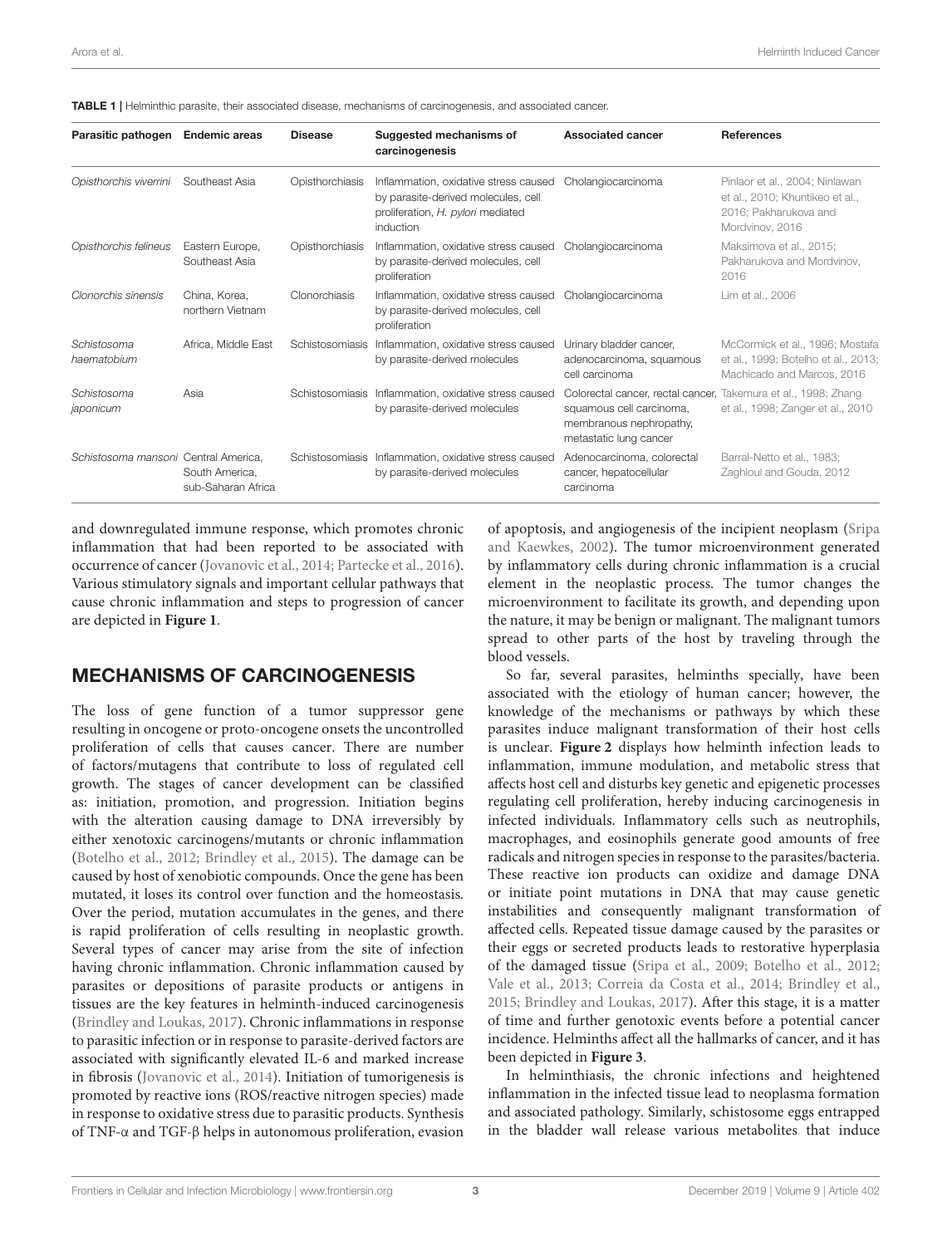**TABLE 1 |** Helminthic parasite, their associated disease, mechanisms of carcinogenesis, and associated cancer.

| Parasitic pathogen | Endemic areas | Disease | Suggested mechanisms of carcinogenesis | Associated cancer | References |
|---|---|---|---|---|---|
| *Opisthorchis viverrini* | Southeast Asia | Opisthorchiasis | Inflammation, oxidative stress caused by parasite-derived molecules, cell proliferation, *H. pylori* mediated induction | Cholangiocarcinoma | Pinlaor et al., 2004; Ninlawan et al., 2010; Khuntikeo et al., 2016; Pakharukova and Mordvinov, 2016 |
| *Opisthorchis felineus* | Eastern Europe, Southeast Asia | Opisthorchiasis | Inflammation, oxidative stress caused by parasite-derived molecules, cell proliferation | Cholangiocarcinoma | Maksimova et al., 2015; Pakharukova and Mordvinov, 2016 |
| *Clonorchis sinensis* | China, Korea, northern Vietnam | Clonorchiasis | Inflammation, oxidative stress caused by parasite-derived molecules, cell proliferation | Cholangiocarcinoma | Lim et al., 2006 |
| *Schistosoma haematobium* | Africa, Middle East | Schistosomiasis | Inflammation, oxidative stress caused by parasite-derived molecules | Urinary bladder cancer, adenocarcinoma, squamous cell carcinoma | McCormick et al., 1996; Mostafa et al., 1999; Botelho et al., 2013; Machicado and Marcos, 2016 |
| *Schistosoma japonicum* | Asia | Schistosomiasis | Inflammation, oxidative stress caused by parasite-derived molecules | Colorectal cancer, rectal cancer, squamous cell carcinoma, membranous nephropathy, metastatic lung cancer | Takemura et al., 1998; Zhang et al., 1998; Zanger et al., 2010 |
| *Schistosoma mansoni* | Central America, South America, sub-Saharan Africa | Schistosomiasis | Inflammation, oxidative stress caused by parasite-derived molecules | Adenocarcinoma, colorectal cancer, hepatocellular carcinoma | Barral-Netto et al., 1983; Zaghloul and Gouda, 2012 |

and downregulated immune response, which promotes chronic inflammation that had been reported to be associated with occurrence of cancer (Jovanovic et al., 2014; Partecke et al., 2016). Various stimulatory signals and important cellular pathways that cause chronic inflammation and steps to progression of cancer are depicted in **Figure 1**.

## MECHANISMS OF CARCINOGENESIS

The loss of gene function of a tumor suppressor gene resulting in oncogene or proto-oncogene onsets the uncontrolled proliferation of cells that causes cancer. There are number of factors/mutagens that contribute to loss of regulated cell growth. The stages of cancer development can be classified as: initiation, promotion, and progression. Initiation begins with the alteration causing damage to DNA irreversibly by either xenotoxic carcinogens/mutants or chronic inflammation (Botelho et al., 2012; Brindley et al., 2015). The damage can be caused by host of xenobiotic compounds. Once the gene has been mutated, it loses its control over function and the homeostasis. Over the period, mutation accumulates in the genes, and there is rapid proliferation of cells resulting in neoplastic growth. Several types of cancer may arise from the site of infection having chronic inflammation. Chronic inflammation caused by parasites or depositions of parasite products or antigens in tissues are the key features in helminth-induced carcinogenesis (Brindley and Loukas, 2017). Chronic inflammations in response to parasitic infection or in response to parasite-derived factors are associated with significantly elevated IL-6 and marked increase in fibrosis (Jovanovic et al., 2014). Initiation of tumorigenesis is promoted by reactive ions (ROS/reactive nitrogen species) made in response to oxidative stress due to parasitic products. Synthesis of TNF-α and TGF-β helps in autonomous proliferation, evasion of apoptosis, and angiogenesis of the incipient neoplasm (Sripa and Kaewkes, 2002). The tumor microenvironment generated by inflammatory cells during chronic inflammation is a crucial element in the neoplastic process. The tumor changes the microenvironment to facilitate its growth, and depending upon the nature, it may be benign or malignant. The malignant tumors spread to other parts of the host by traveling through the blood vessels.

So far, several parasites, helminths specially, have been associated with the etiology of human cancer; however, the knowledge of the mechanisms or pathways by which these parasites induce malignant transformation of their host cells is unclear. **Figure 2** displays how helminth infection leads to inflammation, immune modulation, and metabolic stress that affects host cell and disturbs key genetic and epigenetic processes regulating cell proliferation, hereby inducing carcinogenesis in infected individuals. Inflammatory cells such as neutrophils, macrophages, and eosinophils generate good amounts of free radicals and nitrogen species in response to the parasites/bacteria. These reactive ion products can oxidize and damage DNA or initiate point mutations in DNA that may cause genetic instabilities and consequently malignant transformation of affected cells. Repeated tissue damage caused by the parasites or their eggs or secreted products leads to restorative hyperplasia of the damaged tissue (Sripa et al., 2009; Botelho et al., 2012; Vale et al., 2013; Correia da Costa et al., 2014; Brindley et al., 2015; Brindley and Loukas, 2017). After this stage, it is a matter of time and further genotoxic events before a potential cancer incidence. Helminths affect all the hallmarks of cancer, and it has been depicted in **Figure 3**.

In helminthiasis, the chronic infections and heightened inflammation in the infected tissue lead to neoplasma formation and associated pathology. Similarly, schistosome eggs entrapped in the bladder wall release various metabolites that induce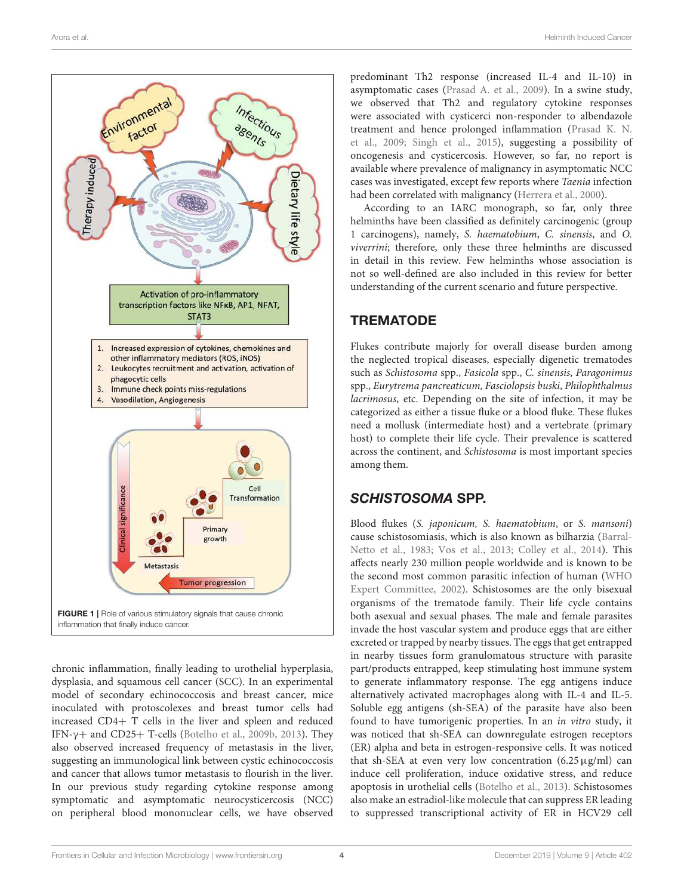Environmental factor

Infectious agents

Therapy induced

Dietary life style

Activation of pro-inflammatory transcription factors like NFκB, AP1, NFAT, STAT3

1. Increased expression of cytokines, chemokines and other inflammatory mediators (ROS, iNOS)
2. Leukocytes recruitment and activation, activation of phagocytic cells
3. Immune check points miss-regulations
4. Vasodilation, Angiogenesis

Clinical significance

Cell Transformation

Primary growth

Metastasis

Tumor progression

**FIGURE 1** | Role of various stimulatory signals that cause chronic inflammation that finally induce cancer.

chronic inflammation, finally leading to urothelial hyperplasia, dysplasia, and squamous cell cancer (SCC). In an experimental model of secondary echinococcosis and breast cancer, mice inoculated with protoscolexes and breast tumor cells had increased CD4+ T cells in the liver and spleen and reduced IFN-γ+ and CD25+ T-cells (Botelho et al., 2009b, 2013). They also observed increased frequency of metastasis in the liver, suggesting an immunological link between cystic echinococcosis and cancer that allows tumor metastasis to flourish in the liver. In our previous study regarding cytokine response among symptomatic and asymptomatic neurocysticercosis (NCC) on peripheral blood mononuclear cells, we have observed predominant Th2 response (increased IL-4 and IL-10) in asymptomatic cases (Prasad A. et al., 2009). In a swine study, we observed that Th2 and regulatory cytokine responses were associated with cysticerci non-responder to albendazole treatment and hence prolonged inflammation (Prasad K. N. et al., 2009; Singh et al., 2015), suggesting a possibility of oncogenesis and cysticercosis. However, so far, no report is available where prevalence of malignancy in asymptomatic NCC cases was investigated, except few reports where *Taenia* infection had been correlated with malignancy (Herrera et al., 2000).

According to an IARC monograph, so far, only three helminths have been classified as definitely carcinogenic (group 1 carcinogens), namely, *S. haematobium*, *C. sinensis*, and *O. viverrini*; therefore, only these three helminths are discussed in detail in this review. Few helminths whose association is not so well-defined are also included in this review for better understanding of the current scenario and future perspective.

## TREMATODE

Flukes contribute majorly for overall disease burden among the neglected tropical diseases, especially digenetic trematodes such as *Schistosoma* spp., *Fasicola* spp., *C. sinensis*, *Paragonimus* spp., *Eurytrema pancreaticum, Fasciolopsis buski*, *Philophthalmus lacrimosus*, etc. Depending on the site of infection, it may be categorized as either a tissue fluke or a blood fluke. These flukes need a mollusk (intermediate host) and a vertebrate (primary host) to complete their life cycle. Their prevalence is scattered across the continent, and *Schistosoma* is most important species among them.

## *SCHISTOSOMA* SPP.

Blood flukes (*S. japonicum, S. haematobium*, or *S. mansoni*) cause schistosomiasis, which is also known as bilharzia (Barral-Netto et al., 1983; Vos et al., 2013; Colley et al., 2014). This affects nearly 230 million people worldwide and is known to be the second most common parasitic infection of human (WHO Expert Committee, 2002). Schistosomes are the only bisexual organisms of the trematode family. Their life cycle contains both asexual and sexual phases. The male and female parasites invade the host vascular system and produce eggs that are either excreted or trapped by nearby tissues. The eggs that get entrapped in nearby tissues form granulomatous structure with parasite part/products entrapped, keep stimulating host immune system to generate inflammatory response. The egg antigens induce alternatively activated macrophages along with IL-4 and IL-5. Soluble egg antigens (sh-SEA) of the parasite have also been found to have tumorigenic properties. In an *in vitro* study, it was noticed that sh-SEA can downregulate estrogen receptors (ER) alpha and beta in estrogen-responsive cells. It was noticed that sh-SEA at even very low concentration (6.25 µg/ml) can induce cell proliferation, induce oxidative stress, and reduce apoptosis in urothelial cells (Botelho et al., 2013). Schistosomes also make an estradiol-like molecule that can suppress ER leading to suppressed transcriptional activity of ER in HCV29 cell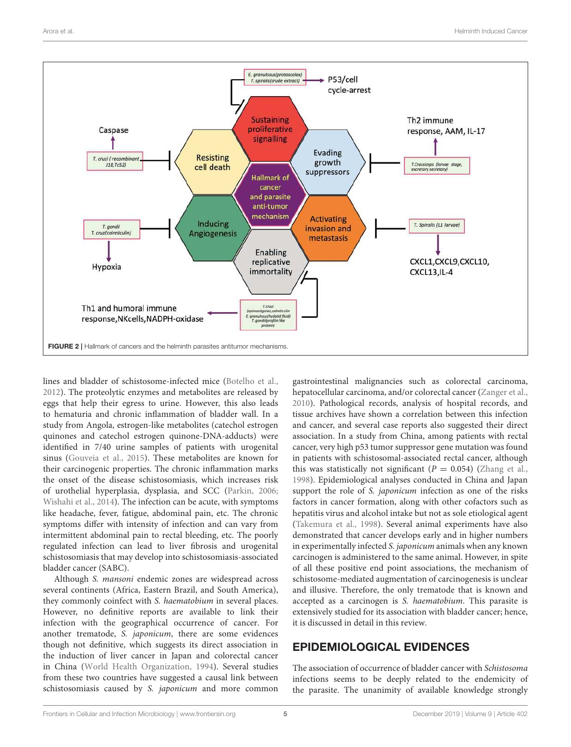E. granulosus(protoscolex)
T. spiralis(crude extract)

P53/cell cycle-arrest

Sustaining proliferative signalling

Caspase

T. cruzi ( recombinant J18,Tc52)

Resisting cell death

Th2 immune response, AAM, IL-17

Evading growth suppressors

T.Crassiceps (larvae stage, excretory secretory)

Hallmark of cancer and parasite anti-tumor mechanism

T. gondii
T. cruzi(calreticulin)

Inducing Angiogenesis

Activating invasion and metastasis

T. Spiralis (L1 larvae)

Hypoxia

Enabling replicative immortality

CXCL1,CXCL9,CXCL10, CXCL13,IL-4

Th1 and humoral immune response,NKcells,NADPH-oxidase

T.cruzi (epimastigotes,calreticulin
E. granulosus(hydatid fluid)
T. gondii(profilin like protein)

**FIGURE 2** | Hallmark of cancers and the helminth parasites antitumor mechanisms.

lines and bladder of schistosome-infected mice (Botelho et al., 2012). The proteolytic enzymes and metabolites are released by eggs that help their egress to urine. However, this also leads to hematuria and chronic inflammation of bladder wall. In a study from Angola, estrogen-like metabolites (catechol estrogen quinones and catechol estrogen quinone-DNA-adducts) were identified in 7/40 urine samples of patients with urogenital sinus (Gouveia et al., 2015). These metabolites are known for their carcinogenic properties. The chronic inflammation marks the onset of the disease schistosomiasis, which increases risk of urothelial hyperplasia, dysplasia, and SCC (Parkin, 2006; Wishahi et al., 2014). The infection can be acute, with symptoms like headache, fever, fatigue, abdominal pain, etc. The chronic symptoms differ with intensity of infection and can vary from intermittent abdominal pain to rectal bleeding, etc. The poorly regulated infection can lead to liver fibrosis and urogenital schistosomiasis that may develop into schistosomiasis-associated bladder cancer (SABC).

Although *S. mansoni* endemic zones are widespread across several continents (Africa, Eastern Brazil, and South America), they commonly coinfect with *S. haematobium* in several places. However, no definitive reports are available to link their infection with the geographical occurrence of cancer. For another trematode, *S. japonicum*, there are some evidences though not definitive, which suggests its direct association in the induction of liver cancer in Japan and colorectal cancer in China (World Health Organization, 1994). Several studies from these two countries have suggested a causal link between schistosomiasis caused by *S. japonicum* and more common gastrointestinal malignancies such as colorectal carcinoma, hepatocellular carcinoma, and/or colorectal cancer (Zanger et al., 2010). Pathological records, analysis of hospital records, and tissue archives have shown a correlation between this infection and cancer, and several case reports also suggested their direct association. In a study from China, among patients with rectal cancer, very high p53 tumor suppressor gene mutation was found in patients with schistosomal-associated rectal cancer, although this was statistically not significant ($P = 0.054$) (Zhang et al., 1998). Epidemiological analyses conducted in China and Japan support the role of *S. japonicum* infection as one of the risks factors in cancer formation, along with other cofactors such as hepatitis virus and alcohol intake but not as sole etiological agent (Takemura et al., 1998). Several animal experiments have also demonstrated that cancer develops early and in higher numbers in experimentally infected *S. japonicum* animals when any known carcinogen is administered to the same animal. However, in spite of all these positive end point associations, the mechanism of schistosome-mediated augmentation of carcinogenesis is unclear and illusive. Therefore, the only trematode that is known and accepted as a carcinogen is *S. haematobium*. This parasite is extensively studied for its association with bladder cancer; hence, it is discussed in detail in this review.

## EPIDEMIOLOGICAL EVIDENCES

The association of occurrence of bladder cancer with *Schistosoma* infections seems to be deeply related to the endemicity of the parasite. The unanimity of available knowledge strongly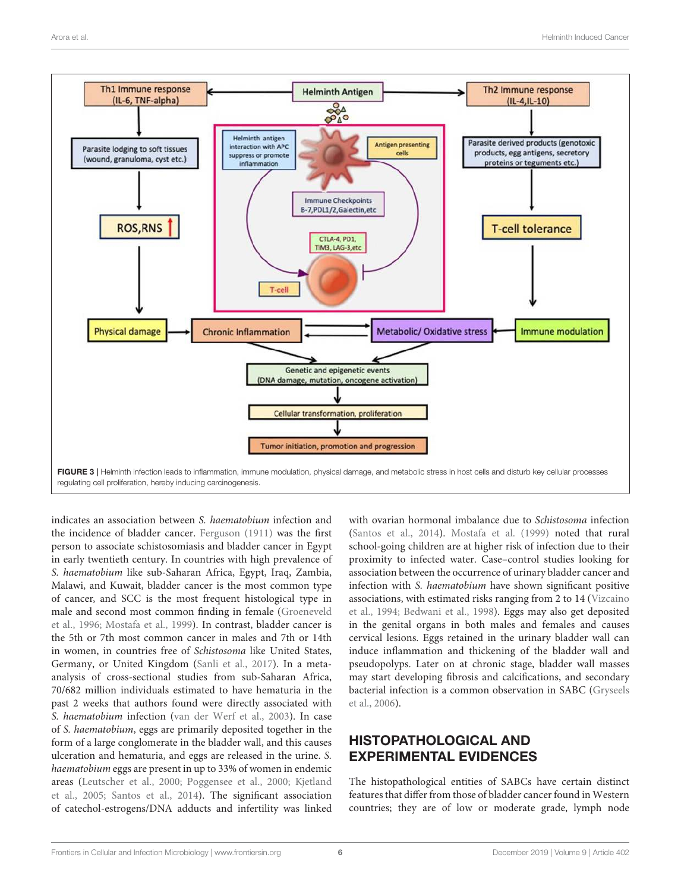Th1 Immune response (IL-6, TNF-alpha)

Helminth Antigen

Th2 Immune response (IL-4,IL-10)

Parasite lodging to soft tissues (wound, granuloma, cyst etc.)

Helminth antigen interaction with APC suppress or promote inflammation

Antigen presenting cells

Parasite derived products (genotoxic products, egg antigens, secretory proteins or teguments etc.)

Immune Checkpoints B-7,PDL1/2,Galectin,etc

ROS,RNS

CTLA-4, PD1, TIM3, LAG-3,etc

T-cell tolerance

T-cell

Physical damage

Chronic Inflammation

Metabolic/ Oxidative stress

Immune modulation

Genetic and epigenetic events (DNA damage, mutation, oncogene activation)

Cellular transformation, proliferation

Tumor initiation, promotion and progression

**FIGURE 3** | Helminth infection leads to inflammation, immune modulation, physical damage, and metabolic stress in host cells and disturb key cellular processes regulating cell proliferation, hereby inducing carcinogenesis.

indicates an association between *S. haematobium* infection and the incidence of bladder cancer. Ferguson (1911) was the first person to associate schistosomiasis and bladder cancer in Egypt in early twentieth century. In countries with high prevalence of *S. haematobium* like sub-Saharan Africa, Egypt, Iraq, Zambia, Malawi, and Kuwait, bladder cancer is the most common type of cancer, and SCC is the most frequent histological type in male and second most common finding in female (Groeneveld et al., 1996; Mostafa et al., 1999). In contrast, bladder cancer is the 5th or 7th most common cancer in males and 7th or 14th in women, in countries free of *Schistosoma* like United States, Germany, or United Kingdom (Sanli et al., 2017). In a meta-analysis of cross-sectional studies from sub-Saharan Africa, 70/682 million individuals estimated to have hematuria in the past 2 weeks that authors found were directly associated with *S. haematobium* infection (van der Werf et al., 2003). In case of *S. haematobium*, eggs are primarily deposited together in the form of a large conglomerate in the bladder wall, and this causes ulceration and hematuria, and eggs are released in the urine. *S. haematobium* eggs are present in up to 33% of women in endemic areas (Leutscher et al., 2000; Poggensee et al., 2000; Kjetland et al., 2005; Santos et al., 2014). The significant association of catechol-estrogens/DNA adducts and infertility was linked with ovarian hormonal imbalance due to *Schistosoma* infection (Santos et al., 2014). Mostafa et al. (1999) noted that rural school-going children are at higher risk of infection due to their proximity to infected water. Case–control studies looking for association between the occurrence of urinary bladder cancer and infection with *S. haematobium* have shown significant positive associations, with estimated risks ranging from 2 to 14 (Vizcaino et al., 1994; Bedwani et al., 1998). Eggs may also get deposited in the genital organs in both males and females and causes cervical lesions. Eggs retained in the urinary bladder wall can induce inflammation and thickening of the bladder wall and pseudopolyps. Later on at chronic stage, bladder wall masses may start developing fibrosis and calcifications, and secondary bacterial infection is a common observation in SABC (Gryseels et al., 2006).

## HISTOPATHOLOGICAL AND EXPERIMENTAL EVIDENCES

The histopathological entities of SABCs have certain distinct features that differ from those of bladder cancer found in Western countries; they are of low or moderate grade, lymph node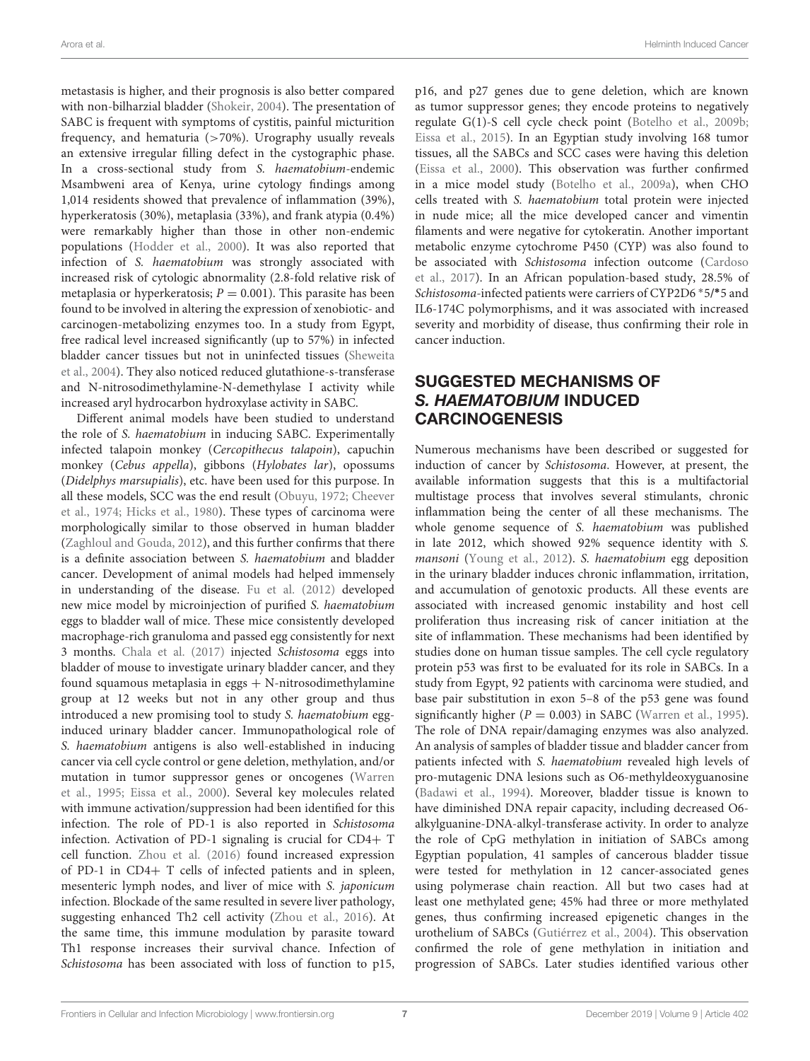metastasis is higher, and their prognosis is also better compared with non-bilharzial bladder (Shokeir, 2004). The presentation of SABC is frequent with symptoms of cystitis, painful micturition frequency, and hematuria (>70%). Urography usually reveals an extensive irregular filling defect in the cystographic phase. In a cross-sectional study from *S. haematobium*-endemic Msambweni area of Kenya, urine cytology findings among 1,014 residents showed that prevalence of inflammation (39%), hyperkeratosis (30%), metaplasia (33%), and frank atypia (0.4%) were remarkably higher than those in other non-endemic populations (Hodder et al., 2000). It was also reported that infection of *S. haematobium* was strongly associated with increased risk of cytologic abnormality (2.8-fold relative risk of metaplasia or hyperkeratosis; $P = 0.001$). This parasite has been found to be involved in altering the expression of xenobiotic- and carcinogen-metabolizing enzymes too. In a study from Egypt, free radical level increased significantly (up to 57%) in infected bladder cancer tissues but not in uninfected tissues (Sheweita et al., 2004). They also noticed reduced glutathione-s-transferase and N-nitrosodimethylamine-N-demethylase I activity while increased aryl hydrocarbon hydroxylase activity in SABC.

Different animal models have been studied to understand the role of *S. haematobium* in inducing SABC. Experimentally infected talapoin monkey (*Cercopithecus talapoin*), capuchin monkey (*Cebus appella*), gibbons (*Hylobates lar*), opossums (*Didelphys marsupialis*), etc. have been used for this purpose. In all these models, SCC was the end result (Obuyu, 1972; Cheever et al., 1974; Hicks et al., 1980). These types of carcinoma were morphologically similar to those observed in human bladder (Zaghloul and Gouda, 2012), and this further confirms that there is a definite association between *S. haematobium* and bladder cancer. Development of animal models had helped immensely in understanding of the disease. Fu et al. (2012) developed new mice model by microinjection of purified *S. haematobium* eggs to bladder wall of mice. These mice consistently developed macrophage-rich granuloma and passed egg consistently for next 3 months. Chala et al. (2017) injected *Schistosoma* eggs into bladder of mouse to investigate urinary bladder cancer, and they found squamous metaplasia in eggs + N-nitrosodimethylamine group at 12 weeks but not in any other group and thus introduced a new promising tool to study *S. haematobium* egg-induced urinary bladder cancer. Immunopathological role of *S. haematobium* antigens is also well-established in inducing cancer via cell cycle control or gene deletion, methylation, and/or mutation in tumor suppressor genes or oncogenes (Warren et al., 1995; Eissa et al., 2000). Several key molecules related with immune activation/suppression had been identified for this infection. The role of PD-1 is also reported in *Schistosoma* infection. Activation of PD-1 signaling is crucial for CD4+ T cell function. Zhou et al. (2016) found increased expression of PD-1 in CD4+ T cells of infected patients and in spleen, mesenteric lymph nodes, and liver of mice with *S. japonicum* infection. Blockade of the same resulted in severe liver pathology, suggesting enhanced Th2 cell activity (Zhou et al., 2016). At the same time, this immune modulation by parasite toward Th1 response increases their survival chance. Infection of *Schistosoma* has been associated with loss of function to p15, p16, and p27 genes due to gene deletion, which are known as tumor suppressor genes; they encode proteins to negatively regulate G(1)-S cell cycle check point (Botelho et al., 2009b; Eissa et al., 2015). In an Egyptian study involving 168 tumor tissues, all the SABCs and SCC cases were having this deletion (Eissa et al., 2000). This observation was further confirmed in a mice model study (Botelho et al., 2009a), when CHO cells treated with *S. haematobium* total protein were injected in nude mice; all the mice developed cancer and vimentin filaments and were negative for cytokeratin. Another important metabolic enzyme cytochrome P450 (CYP) was also found to be associated with *Schistosoma* infection outcome (Cardoso et al., 2017). In an African population-based study, 28.5% of *Schistosoma*-infected patients were carriers of CYP2D6*5/*5 and IL6-174C polymorphisms, and it was associated with increased severity and morbidity of disease, thus confirming their role in cancer induction.

## SUGGESTED MECHANISMS OF *S. HAEMATOBIUM* INDUCED CARCINOGENESIS

Numerous mechanisms have been described or suggested for induction of cancer by *Schistosoma*. However, at present, the available information suggests that this is a multifactorial multistage process that involves several stimulants, chronic inflammation being the center of all these mechanisms. The whole genome sequence of *S. haematobium* was published in late 2012, which showed 92% sequence identity with *S. mansoni* (Young et al., 2012). *S. haematobium* egg deposition in the urinary bladder induces chronic inflammation, irritation, and accumulation of genotoxic products. All these events are associated with increased genomic instability and host cell proliferation thus increasing risk of cancer initiation at the site of inflammation. These mechanisms had been identified by studies done on human tissue samples. The cell cycle regulatory protein p53 was first to be evaluated for its role in SABCs. In a study from Egypt, 92 patients with carcinoma were studied, and base pair substitution in exon 5–8 of the p53 gene was found significantly higher ($P = 0.003$) in SABC (Warren et al., 1995). The role of DNA repair/damaging enzymes was also analyzed. An analysis of samples of bladder tissue and bladder cancer from patients infected with *S. haematobium* revealed high levels of pro-mutagenic DNA lesions such as O6-methyldeoxyguanosine (Badawi et al., 1994). Moreover, bladder tissue is known to have diminished DNA repair capacity, including decreased O6-alkylguanine-DNA-alkyl-transferase activity. In order to analyze the role of CpG methylation in initiation of SABCs among Egyptian population, 41 samples of cancerous bladder tissue were tested for methylation in 12 cancer-associated genes using polymerase chain reaction. All but two cases had at least one methylated gene; 45% had three or more methylated genes, thus confirming increased epigenetic changes in the urothelium of SABCs (Gutiérrez et al., 2004). This observation confirmed the role of gene methylation in initiation and progression of SABCs. Later studies identified various other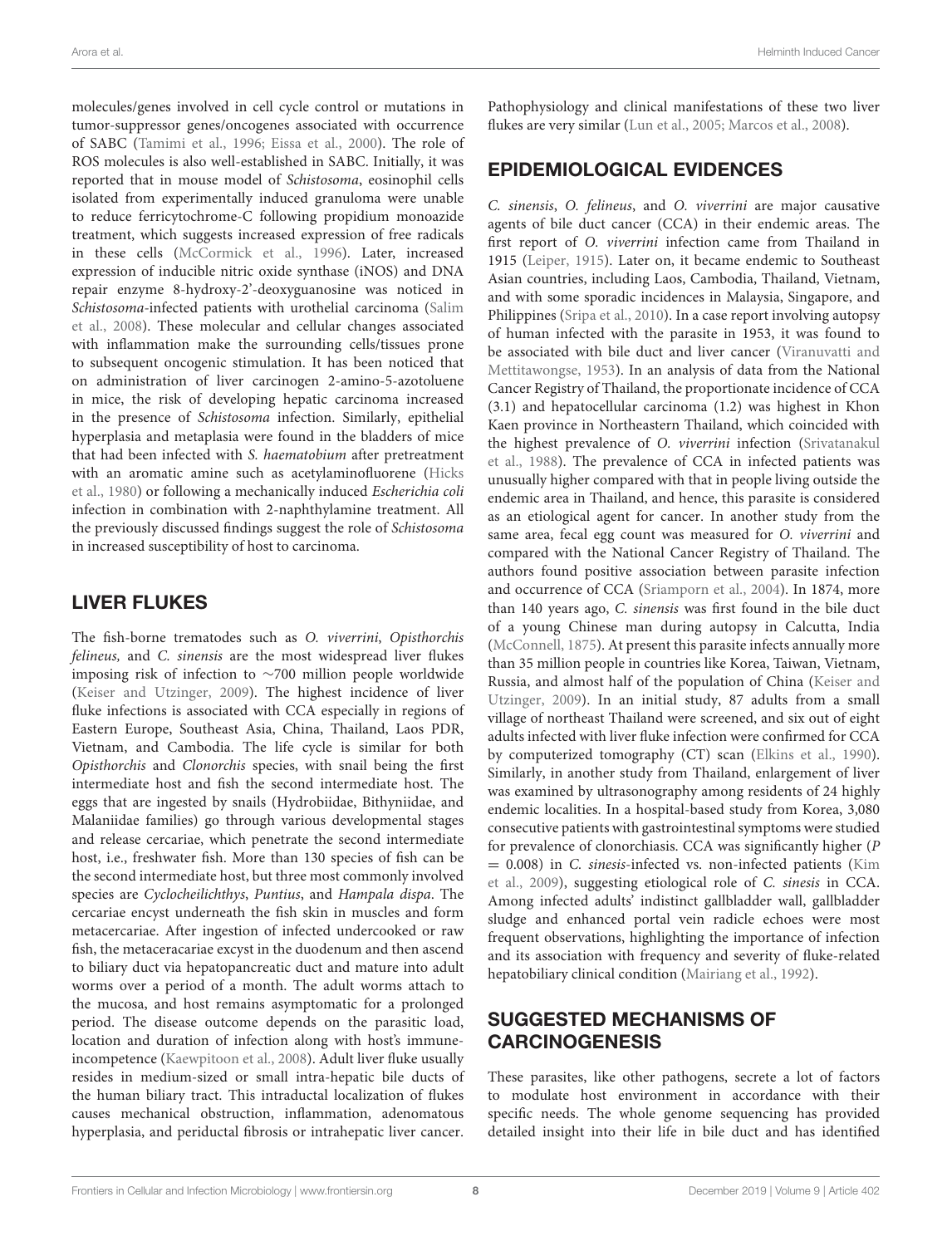molecules/genes involved in cell cycle control or mutations in tumor-suppressor genes/oncogenes associated with occurrence of SABC (Tamimi et al., 1996; Eissa et al., 2000). The role of ROS molecules is also well-established in SABC. Initially, it was reported that in mouse model of *Schistosoma*, eosinophil cells isolated from experimentally induced granuloma were unable to reduce ferricytochrome-C following propidium monoazide treatment, which suggests increased expression of free radicals in these cells (McCormick et al., 1996). Later, increased expression of inducible nitric oxide synthase (iNOS) and DNA repair enzyme 8-hydroxy-2'-deoxyguanosine was noticed in *Schistosoma*-infected patients with urothelial carcinoma (Salim et al., 2008). These molecular and cellular changes associated with inflammation make the surrounding cells/tissues prone to subsequent oncogenic stimulation. It has been noticed that on administration of liver carcinogen 2-amino-5-azotoluene in mice, the risk of developing hepatic carcinoma increased in the presence of *Schistosoma* infection. Similarly, epithelial hyperplasia and metaplasia were found in the bladders of mice that had been infected with *S. haematobium* after pretreatment with an aromatic amine such as acetylaminofluorene (Hicks et al., 1980) or following a mechanically induced *Escherichia coli* infection in combination with 2-naphthylamine treatment. All the previously discussed findings suggest the role of *Schistosoma* in increased susceptibility of host to carcinoma.

## LIVER FLUKES

The fish-borne trematodes such as *O. viverrini*, *Opisthorchis felineus,* and *C. sinensis* are the most widespread liver flukes imposing risk of infection to ∼700 million people worldwide (Keiser and Utzinger, 2009). The highest incidence of liver fluke infections is associated with CCA especially in regions of Eastern Europe, Southeast Asia, China, Thailand, Laos PDR, Vietnam, and Cambodia. The life cycle is similar for both *Opisthorchis* and *Clonorchis* species, with snail being the first intermediate host and fish the second intermediate host. The eggs that are ingested by snails (Hydrobiidae, Bithyniidae, and Malaniidae families) go through various developmental stages and release cercariae, which penetrate the second intermediate host, i.e., freshwater fish. More than 130 species of fish can be the second intermediate host, but three most commonly involved species are *Cyclocheilichthys*, *Puntius*, and *Hampala dispa*. The cercariae encyst underneath the fish skin in muscles and form metacercariae. After ingestion of infected undercooked or raw fish, the metaceracariae excyst in the duodenum and then ascend to biliary duct via hepatopancreatic duct and mature into adult worms over a period of a month. The adult worms attach to the mucosa, and host remains asymptomatic for a prolonged period. The disease outcome depends on the parasitic load, location and duration of infection along with host's immune-incompetence (Kaewpitoon et al., 2008). Adult liver fluke usually resides in medium-sized or small intra-hepatic bile ducts of the human biliary tract. This intraductal localization of flukes causes mechanical obstruction, inflammation, adenomatous hyperplasia, and periductal fibrosis or intrahepatic liver cancer. Pathophysiology and clinical manifestations of these two liver flukes are very similar (Lun et al., 2005; Marcos et al., 2008).

## EPIDEMIOLOGICAL EVIDENCES

*C. sinensis*, *O. felineus*, and *O. viverrini* are major causative agents of bile duct cancer (CCA) in their endemic areas. The first report of *O. viverrini* infection came from Thailand in 1915 (Leiper, 1915). Later on, it became endemic to Southeast Asian countries, including Laos, Cambodia, Thailand, Vietnam, and with some sporadic incidences in Malaysia, Singapore, and Philippines (Sripa et al., 2010). In a case report involving autopsy of human infected with the parasite in 1953, it was found to be associated with bile duct and liver cancer (Viranuvatti and Mettitawongse, 1953). In an analysis of data from the National Cancer Registry of Thailand, the proportionate incidence of CCA (3.1) and hepatocellular carcinoma (1.2) was highest in Khon Kaen province in Northeastern Thailand, which coincided with the highest prevalence of *O. viverrini* infection (Srivatanakul et al., 1988). The prevalence of CCA in infected patients was unusually higher compared with that in people living outside the endemic area in Thailand, and hence, this parasite is considered as an etiological agent for cancer. In another study from the same area, fecal egg count was measured for *O. viverrini* and compared with the National Cancer Registry of Thailand. The authors found positive association between parasite infection and occurrence of CCA (Sriamporn et al., 2004). In 1874, more than 140 years ago, *C. sinensis* was first found in the bile duct of a young Chinese man during autopsy in Calcutta, India (McConnell, 1875). At present this parasite infects annually more than 35 million people in countries like Korea, Taiwan, Vietnam, Russia, and almost half of the population of China (Keiser and Utzinger, 2009). In an initial study, 87 adults from a small village of northeast Thailand were screened, and six out of eight adults infected with liver fluke infection were confirmed for CCA by computerized tomography (CT) scan (Elkins et al., 1990). Similarly, in another study from Thailand, enlargement of liver was examined by ultrasonography among residents of 24 highly endemic localities. In a hospital-based study from Korea, 3,080 consecutive patients with gastrointestinal symptoms were studied for prevalence of clonorchiasis. CCA was significantly higher ($P = 0.008$) in *C. sinesis*-infected vs. non-infected patients (Kim et al., 2009), suggesting etiological role of *C. sinesis* in CCA. Among infected adults' indistinct gallbladder wall, gallbladder sludge and enhanced portal vein radicle echoes were most frequent observations, highlighting the importance of infection and its association with frequency and severity of fluke-related hepatobiliary clinical condition (Mairiang et al., 1992).

## SUGGESTED MECHANISMS OF CARCINOGENESIS

These parasites, like other pathogens, secrete a lot of factors to modulate host environment in accordance with their specific needs. The whole genome sequencing has provided detailed insight into their life in bile duct and has identified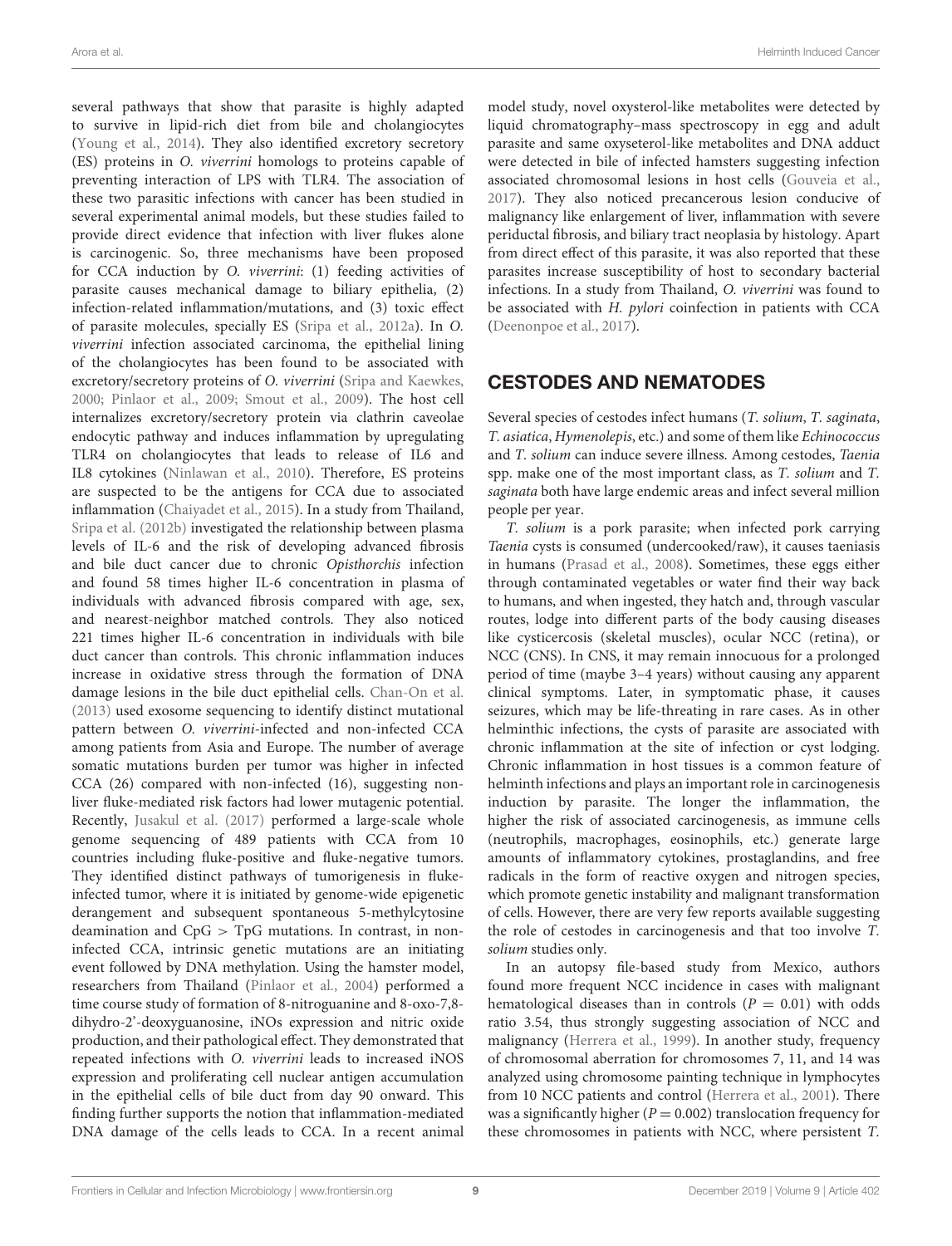several pathways that show that parasite is highly adapted to survive in lipid-rich diet from bile and cholangiocytes (Young et al., 2014). They also identified excretory secretory (ES) proteins in *O. viverrini* homologs to proteins capable of preventing interaction of LPS with TLR4. The association of these two parasitic infections with cancer has been studied in several experimental animal models, but these studies failed to provide direct evidence that infection with liver flukes alone is carcinogenic. So, three mechanisms have been proposed for CCA induction by *O. viverrini*: (1) feeding activities of parasite causes mechanical damage to biliary epithelia, (2) infection-related inflammation/mutations, and (3) toxic effect of parasite molecules, specially ES (Sripa et al., 2012a). In *O. viverrini* infection associated carcinoma, the epithelial lining of the cholangiocytes has been found to be associated with excretory/secretory proteins of *O. viverrini* (Sripa and Kaewkes, 2000; Pinlaor et al., 2009; Smout et al., 2009). The host cell internalizes excretory/secretory protein via clathrin caveolae endocytic pathway and induces inflammation by upregulating TLR4 on cholangiocytes that leads to release of IL6 and IL8 cytokines (Ninlawan et al., 2010). Therefore, ES proteins are suspected to be the antigens for CCA due to associated inflammation (Chaiyadet et al., 2015). In a study from Thailand, Sripa et al. (2012b) investigated the relationship between plasma levels of IL-6 and the risk of developing advanced fibrosis and bile duct cancer due to chronic *Opisthorchis* infection and found 58 times higher IL-6 concentration in plasma of individuals with advanced fibrosis compared with age, sex, and nearest-neighbor matched controls. They also noticed 221 times higher IL-6 concentration in individuals with bile duct cancer than controls. This chronic inflammation induces increase in oxidative stress through the formation of DNA damage lesions in the bile duct epithelial cells. Chan-On et al. (2013) used exosome sequencing to identify distinct mutational pattern between *O. viverrini*-infected and non-infected CCA among patients from Asia and Europe. The number of average somatic mutations burden per tumor was higher in infected CCA (26) compared with non-infected (16), suggesting non-liver fluke-mediated risk factors had lower mutagenic potential. Recently, Jusakul et al. (2017) performed a large-scale whole genome sequencing of 489 patients with CCA from 10 countries including fluke-positive and fluke-negative tumors. They identified distinct pathways of tumorigenesis in fluke-infected tumor, where it is initiated by genome-wide epigenetic derangement and subsequent spontaneous 5-methylcytosine deamination and CpG > TpG mutations. In contrast, in non-infected CCA, intrinsic genetic mutations are an initiating event followed by DNA methylation. Using the hamster model, researchers from Thailand (Pinlaor et al., 2004) performed a time course study of formation of 8-nitroguanine and 8-oxo-7,8-dihydro-2'-deoxyguanosine, iNOs expression and nitric oxide production, and their pathological effect. They demonstrated that repeated infections with *O. viverrini* leads to increased iNOS expression and proliferating cell nuclear antigen accumulation in the epithelial cells of bile duct from day 90 onward. This finding further supports the notion that inflammation-mediated DNA damage of the cells leads to CCA. In a recent animal model study, novel oxysterol-like metabolites were detected by liquid chromatography–mass spectroscopy in egg and adult parasite and same oxyseterol-like metabolites and DNA adduct were detected in bile of infected hamsters suggesting infection associated chromosomal lesions in host cells (Gouveia et al., 2017). They also noticed precancerous lesion conducive of malignancy like enlargement of liver, inflammation with severe periductal fibrosis, and biliary tract neoplasia by histology. Apart from direct effect of this parasite, it was also reported that these parasites increase susceptibility of host to secondary bacterial infections. In a study from Thailand, *O. viverrini* was found to be associated with *H. pylori* coinfection in patients with CCA (Deenonpoe et al., 2017).

## CESTODES AND NEMATODES

Several species of cestodes infect humans (*T. solium*, *T. saginata*, *T. asiatica*, *Hymenolepis*, etc.) and some of them like *Echinococcus* and *T. solium* can induce severe illness. Among cestodes, *Taenia* spp. make one of the most important class, as *T. solium* and *T. saginata* both have large endemic areas and infect several million people per year.

*T. solium* is a pork parasite; when infected pork carrying *Taenia* cysts is consumed (undercooked/raw), it causes taeniasis in humans (Prasad et al., 2008). Sometimes, these eggs either through contaminated vegetables or water find their way back to humans, and when ingested, they hatch and, through vascular routes, lodge into different parts of the body causing diseases like cysticercosis (skeletal muscles), ocular NCC (retina), or NCC (CNS). In CNS, it may remain innocuous for a prolonged period of time (maybe 3–4 years) without causing any apparent clinical symptoms. Later, in symptomatic phase, it causes seizures, which may be life-threating in rare cases. As in other helminthic infections, the cysts of parasite are associated with chronic inflammation at the site of infection or cyst lodging. Chronic inflammation in host tissues is a common feature of helminth infections and plays an important role in carcinogenesis induction by parasite. The longer the inflammation, the higher the risk of associated carcinogenesis, as immune cells (neutrophils, macrophages, eosinophils, etc.) generate large amounts of inflammatory cytokines, prostaglandins, and free radicals in the form of reactive oxygen and nitrogen species, which promote genetic instability and malignant transformation of cells. However, there are very few reports available suggesting the role of cestodes in carcinogenesis and that too involve *T. solium* studies only.

In an autopsy file-based study from Mexico, authors found more frequent NCC incidence in cases with malignant hematological diseases than in controls ($P = 0.01$) with odds ratio 3.54, thus strongly suggesting association of NCC and malignancy (Herrera et al., 1999). In another study, frequency of chromosomal aberration for chromosomes 7, 11, and 14 was analyzed using chromosome painting technique in lymphocytes from 10 NCC patients and control (Herrera et al., 2001). There was a significantly higher ($P = 0.002$) translocation frequency for these chromosomes in patients with NCC, where persistent *T.*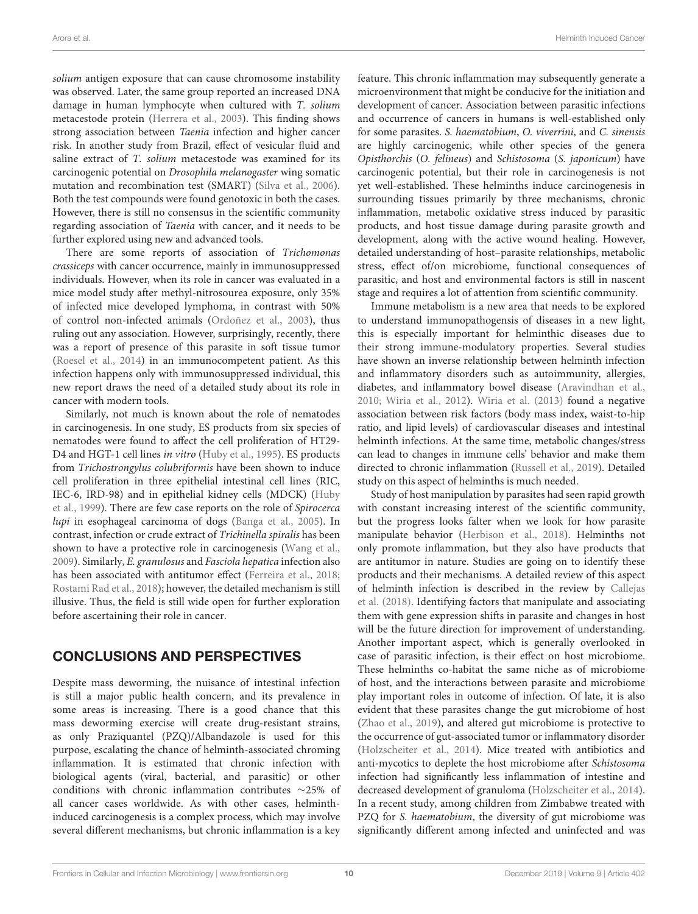*solium* antigen exposure that can cause chromosome instability was observed. Later, the same group reported an increased DNA damage in human lymphocyte when cultured with *T. solium* metacestode protein (Herrera et al., 2003). This finding shows strong association between *Taenia* infection and higher cancer risk. In another study from Brazil, effect of vesicular fluid and saline extract of *T. solium* metacestode was examined for its carcinogenic potential on *Drosophila melanogaster* wing somatic mutation and recombination test (SMART) (Silva et al., 2006). Both the test compounds were found genotoxic in both the cases. However, there is still no consensus in the scientific community regarding association of *Taenia* with cancer, and it needs to be further explored using new and advanced tools.

There are some reports of association of *Trichomonas crassiceps* with cancer occurrence, mainly in immunosuppressed individuals. However, when its role in cancer was evaluated in a mice model study after methyl-nitrosourea exposure, only 35% of infected mice developed lymphoma, in contrast with 50% of control non-infected animals (Ordoñez et al., 2003), thus ruling out any association. However, surprisingly, recently, there was a report of presence of this parasite in soft tissue tumor (Roesel et al., 2014) in an immunocompetent patient. As this infection happens only with immunosuppressed individual, this new report draws the need of a detailed study about its role in cancer with modern tools.

Similarly, not much is known about the role of nematodes in carcinogenesis. In one study, ES products from six species of nematodes were found to affect the cell proliferation of HT29-D4 and HGT-1 cell lines *in vitro* (Huby et al., 1995). ES products from *Trichostrongylus colubriformis* have been shown to induce cell proliferation in three epithelial intestinal cell lines (RIC, IEC-6, IRD-98) and in epithelial kidney cells (MDCK) (Huby et al., 1999). There are few case reports on the role of *Spirocerca lupi* in esophageal carcinoma of dogs (Banga et al., 2005). In contrast, infection or crude extract of *Trichinella spiralis* has been shown to have a protective role in carcinogenesis (Wang et al., 2009). Similarly, *E. granulosus* and *Fasciola hepatica* infection also has been associated with antitumor effect (Ferreira et al., 2018; Rostami Rad et al., 2018); however, the detailed mechanism is still illusive. Thus, the field is still wide open for further exploration before ascertaining their role in cancer.

## CONCLUSIONS AND PERSPECTIVES

Despite mass deworming, the nuisance of intestinal infection is still a major public health concern, and its prevalence in some areas is increasing. There is a good chance that this mass deworming exercise will create drug-resistant strains, as only Praziquantel (PZQ)/Albandazole is used for this purpose, escalating the chance of helminth-associated chroming inflammation. It is estimated that chronic infection with biological agents (viral, bacterial, and parasitic) or other conditions with chronic inflammation contributes ∼25% of all cancer cases worldwide. As with other cases, helminth-induced carcinogenesis is a complex process, which may involve several different mechanisms, but chronic inflammation is a key feature. This chronic inflammation may subsequently generate a microenvironment that might be conducive for the initiation and development of cancer. Association between parasitic infections and occurrence of cancers in humans is well-established only for some parasites. *S. haematobium*, *O. viverrini*, and *C. sinensis* are highly carcinogenic, while other species of the genera *Opisthorchis* (*O. felineus*) and *Schistosoma* (*S. japonicum*) have carcinogenic potential, but their role in carcinogenesis is not yet well-established. These helminths induce carcinogenesis in surrounding tissues primarily by three mechanisms, chronic inflammation, metabolic oxidative stress induced by parasitic products, and host tissue damage during parasite growth and development, along with the active wound healing. However, detailed understanding of host–parasite relationships, metabolic stress, effect of/on microbiome, functional consequences of parasitic, and host and environmental factors is still in nascent stage and requires a lot of attention from scientific community.

Immune metabolism is a new area that needs to be explored to understand immunopathogensis of diseases in a new light, this is especially important for helminthic diseases due to their strong immune-modulatory properties. Several studies have shown an inverse relationship between helminth infection and inflammatory disorders such as autoimmunity, allergies, diabetes, and inflammatory bowel disease (Aravindhan et al., 2010; Wiria et al., 2012). Wiria et al. (2013) found a negative association between risk factors (body mass index, waist-to-hip ratio, and lipid levels) of cardiovascular diseases and intestinal helminth infections. At the same time, metabolic changes/stress can lead to changes in immune cells' behavior and make them directed to chronic inflammation (Russell et al., 2019). Detailed study on this aspect of helminths is much needed.

Study of host manipulation by parasites had seen rapid growth with constant increasing interest of the scientific community, but the progress looks falter when we look for how parasite manipulate behavior (Herbison et al., 2018). Helminths not only promote inflammation, but they also have products that are antitumor in nature. Studies are going on to identify these products and their mechanisms. A detailed review of this aspect of helminth infection is described in the review by Callejas et al. (2018). Identifying factors that manipulate and associating them with gene expression shifts in parasite and changes in host will be the future direction for improvement of understanding. Another important aspect, which is generally overlooked in case of parasitic infection, is their effect on host microbiome. These helminths co-habitat the same niche as of microbiome of host, and the interactions between parasite and microbiome play important roles in outcome of infection. Of late, it is also evident that these parasites change the gut microbiome of host (Zhao et al., 2019), and altered gut microbiome is protective to the occurrence of gut-associated tumor or inflammatory disorder (Holzscheiter et al., 2014). Mice treated with antibiotics and anti-mycotics to deplete the host microbiome after *Schistosoma* infection had significantly less inflammation of intestine and decreased development of granuloma (Holzscheiter et al., 2014). In a recent study, among children from Zimbabwe treated with PZQ for *S. haematobium*, the diversity of gut microbiome was significantly different among infected and uninfected and was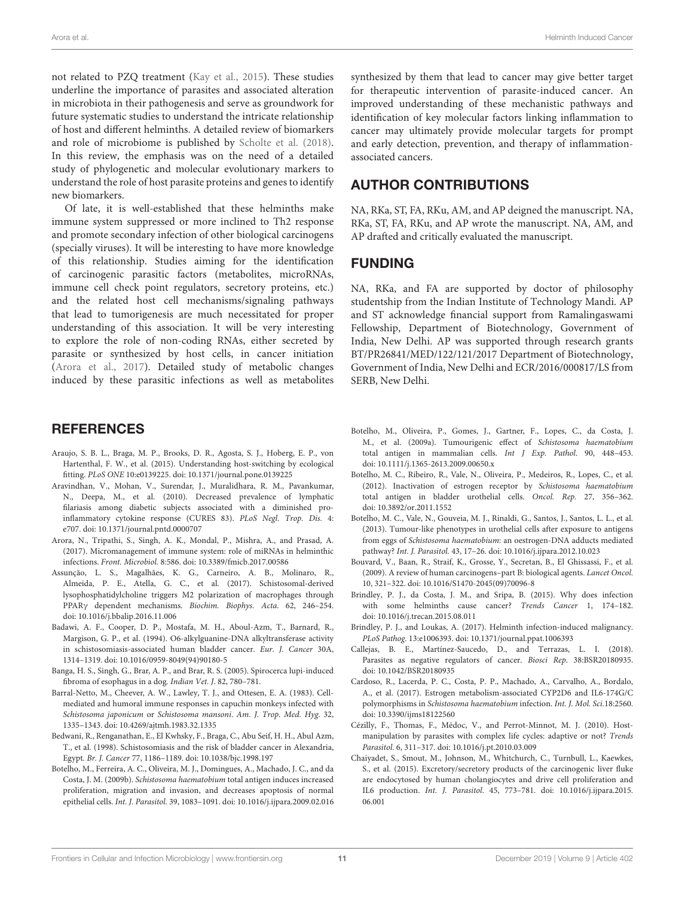not related to PZQ treatment (Kay et al., 2015). These studies underline the importance of parasites and associated alteration in microbiota in their pathogenesis and serve as groundwork for future systematic studies to understand the intricate relationship of host and different helminths. A detailed review of biomarkers and role of microbiome is published by Scholte et al. (2018). In this review, the emphasis was on the need of a detailed study of phylogenetic and molecular evolutionary markers to understand the role of host parasite proteins and genes to identify new biomarkers.

Of late, it is well-established that these helminths make immune system suppressed or more inclined to Th2 response and promote secondary infection of other biological carcinogens (specially viruses). It will be interesting to have more knowledge of this relationship. Studies aiming for the identification of carcinogenic parasitic factors (metabolites, microRNAs, immune cell check point regulators, secretory proteins, etc.) and the related host cell mechanisms/signaling pathways that lead to tumorigenesis are much necessitated for proper understanding of this association. It will be very interesting to explore the role of non-coding RNAs, either secreted by parasite or synthesized by host cells, in cancer initiation (Arora et al., 2017). Detailed study of metabolic changes induced by these parasitic infections as well as metabolites synthesized by them that lead to cancer may give better target for therapeutic intervention of parasite-induced cancer. An improved understanding of these mechanistic pathways and identification of key molecular factors linking inflammation to cancer may ultimately provide molecular targets for prompt and early detection, prevention, and therapy of inflammation-associated cancers.

## AUTHOR CONTRIBUTIONS

NA, RKa, ST, FA, RKu, AM, and AP deigned the manuscript. NA, RKa, ST, FA, RKu, and AP wrote the manuscript. NA, AM, and AP drafted and critically evaluated the manuscript.

## FUNDING

NA, RKa, and FA are supported by doctor of philosophy studentship from the Indian Institute of Technology Mandi. AP and ST acknowledge financial support from Ramalingaswami Fellowship, Department of Biotechnology, Government of India, New Delhi. AP was supported through research grants BT/PR26841/MED/122/121/2017 Department of Biotechnology, Government of India, New Delhi and ECR/2016/000817/LS from SERB, New Delhi.

## REFERENCES

Araujo, S. B. L., Braga, M. P., Brooks, D. R., Agosta, S. J., Hoberg, E. P., von Hartenthal, F. W., et al. (2015). Understanding host-switching by ecological fitting. *PLoS ONE* 10:e0139225. doi: 10.1371/journal.pone.0139225

Aravindhan, V., Mohan, V., Surendar, J., Muralidhara, R. M., Pavankumar, N., Deepa, M., et al. (2010). Decreased prevalence of lymphatic filariasis among diabetic subjects associated with a diminished pro-inflammatory cytokine response (CURES 83). *PLoS Negl. Trop. Dis.* 4: e707. doi: 10.1371/journal.pntd.0000707

Arora, N., Tripathi, S., Singh, A. K., Mondal, P., Mishra, A., and Prasad, A. (2017). Micromanagement of immune system: role of miRNAs in helminthic infections. *Front. Microbiol.* 8:586. doi: 10.3389/fmicb.2017.00586

Assunção, L. S., Magalhães, K. G., Carneiro, A. B., Molinaro, R., Almeida, P. E., Atella, G. C., et al. (2017). Schistosomal-derived lysophosphatidylcholine triggers M2 polarization of macrophages through PPARγ dependent mechanisms. *Biochim. Biophys. Acta.* 62, 246–254. doi: 10.1016/j.bbalip.2016.11.006

Badawi, A. F., Cooper, D. P., Mostafa, M. H., Aboul-Azm, T., Barnard, R., Margison, G. P., et al. (1994). O6-alkylguanine-DNA alkyltransferase activity in schistosomiasis-associated human bladder cancer. *Eur. J. Cancer* 30A, 1314–1319. doi: 10.1016/0959-8049(94)90180-5

Banga, H. S., Singh, G., Brar, A. P., and Brar, R. S. (2005). Spirocerca lupi-induced fibroma of esophagus in a dog. *Indian Vet. J.* 82, 780–781.

Barral-Netto, M., Cheever, A. W., Lawley, T. J., and Ottesen, E. A. (1983). Cell-mediated and humoral immune responses in capuchin monkeys infected with *Schistosoma japonicum* or *Schistosoma mansoni*. *Am. J. Trop. Med. Hyg.* 32, 1335–1343. doi: 10.4269/ajtmh.1983.32.1335

Bedwani, R., Renganathan, E., El Kwhsky, F., Braga, C., Abu Seif, H. H., Abul Azm, T., et al. (1998). Schistosomiasis and the risk of bladder cancer in Alexandria, Egypt. *Br. J. Cancer* 77, 1186–1189. doi: 10.1038/bjc.1998.197

Botelho, M., Ferreira, A. C., Oliveira, M. J., Domingues, A., Machado, J. C., and da Costa, J. M. (2009b). *Schistosoma haematobium* total antigen induces increased proliferation, migration and invasion, and decreases apoptosis of normal epithelial cells. *Int. J. Parasitol.* 39, 1083–1091. doi: 10.1016/j.ijpara.2009.02.016

Botelho, M., Oliveira, P., Gomes, J., Gartner, F., Lopes, C., da Costa, J. M., et al. (2009a). Tumourigenic effect of *Schistosoma haematobium* total antigen in mammalian cells. *Int J Exp. Pathol.* 90, 448–453. doi: 10.1111/j.1365-2613.2009.00650.x

Botelho, M. C., Ribeiro, R., Vale, N., Oliveira, P., Medeiros, R., Lopes, C., et al. (2012). Inactivation of estrogen receptor by *Schistosoma haematobium* total antigen in bladder urothelial cells. *Oncol. Rep.* 27, 356–362. doi: 10.3892/or.2011.1552

Botelho, M. C., Vale, N., Gouveia, M. J., Rinaldi, G., Santos, J., Santos, L. L., et al. (2013). Tumour-like phenotypes in urothelial cells after exposure to antigens from eggs of *Schistosoma haematobium*: an oestrogen-DNA adducts mediated pathway? *Int. J. Parasitol.* 43, 17–26. doi: 10.1016/j.ijpara.2012.10.023

Bouvard, V., Baan, R., Straif, K., Grosse, Y., Secretan, B., El Ghissassi, F., et al. (2009). A review of human carcinogens–part B: biological agents. *Lancet Oncol.* 10, 321–322. doi: 10.1016/S1470-2045(09)70096-8

Brindley, P. J., da Costa, J. M., and Sripa, B. (2015). Why does infection with some helminths cause cancer? *Trends Cancer* 1, 174–182. doi: 10.1016/j.trecan.2015.08.011

Brindley, P. J., and Loukas, A. (2017). Helminth infection-induced malignancy. *PLoS Pathog.* 13:e1006393. doi: 10.1371/journal.ppat.1006393

Callejas, B. E., Martínez-Saucedo, D., and Terrazas, L. I. (2018). Parasites as negative regulators of cancer. *Biosci Rep.* 38:BSR20180935. doi: 10.1042/BSR20180935

Cardoso, R., Lacerda, P. C., Costa, P. P., Machado, A., Carvalho, A., Bordalo, A., et al. (2017). Estrogen metabolism-associated CYP2D6 and IL6-174G/C polymorphisms in *Schistosoma haematobium* infection. *Int. J. Mol. Sci.*18:2560. doi: 10.3390/ijms18122560

Cézilly, F., Thomas, F., Médoc, V., and Perrot-Minnot, M. J. (2010). Host-manipulation by parasites with complex life cycles: adaptive or not? *Trends Parasitol.* 6, 311–317. doi: 10.1016/j.pt.2010.03.009

Chaiyadet, S., Smout, M., Johnson, M., Whitchurch, C., Turnbull, L., Kaewkes, S., et al. (2015). Excretory/secretory products of the carcinogenic liver fluke are endocytosed by human cholangiocytes and drive cell proliferation and IL6 production. *Int. J. Parasitol.* 45, 773–781. doi: 10.1016/j.ijpara.2015.06.001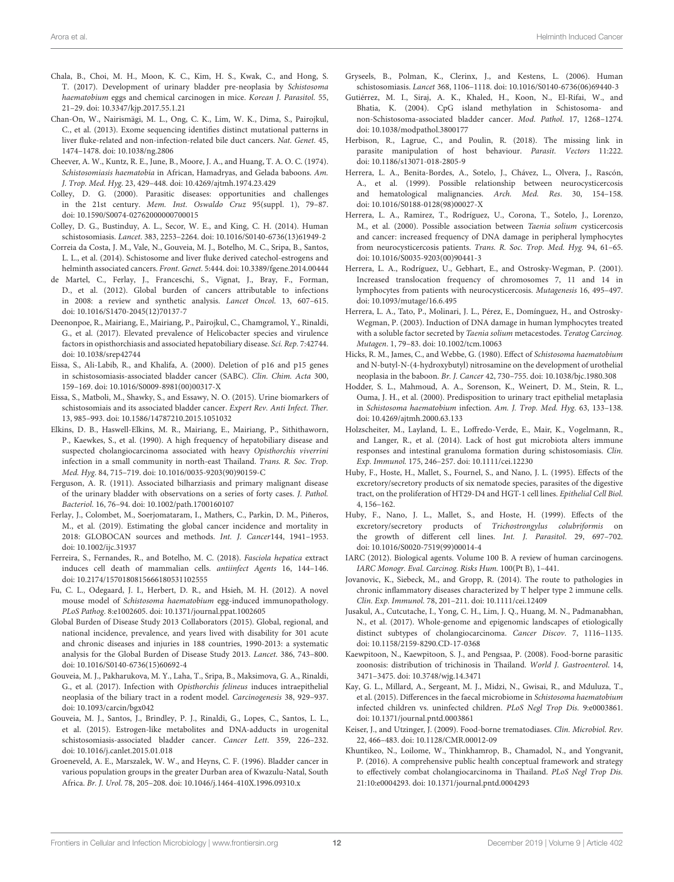Chala, B., Choi, M. H., Moon, K. C., Kim, H. S., Kwak, C., and Hong, S. T. (2017). Development of urinary bladder pre-neoplasia by *Schistosoma haematobium* eggs and chemical carcinogen in mice. *Korean J. Parasitol.* 55, 21–29. doi: 10.3347/kjp.2017.55.1.21

Chan-On, W., Nairismägi, M. L., Ong, C. K., Lim, W. K., Dima, S., Pairojkul, C., et al. (2013). Exome sequencing identifies distinct mutational patterns in liver fluke-related and non-infection-related bile duct cancers. *Nat. Genet.* 45, 1474–1478. doi: 10.1038/ng.2806

Cheever, A. W., Kuntz, R. E., June, B., Moore, J. A., and Huang, T. A. O. C. (1974). *Schistosomiasis haematobia* in African, Hamadryas, and Gelada baboons. *Am. J. Trop. Med. Hyg.* 23, 429–448. doi: 10.4269/ajtmh.1974.23.429

Colley, D. G. (2000). Parasitic diseases: opportunities and challenges in the 21st century. *Mem. Inst. Oswaldo Cruz* 95(suppl. 1), 79–87. doi: 10.1590/S0074-02762000000700015

Colley, D. G., Bustinduy, A. L., Secor, W. E., and King, C. H. (2014). Human schistosomiasis. *Lancet*. 383, 2253–2264. doi: 10.1016/S0140-6736(13)61949-2

Correia da Costa, J. M., Vale, N., Gouveia, M. J., Botelho, M. C., Sripa, B., Santos, L. L., et al. (2014). Schistosome and liver fluke derived catechol-estrogens and helminth associated cancers. *Front. Genet.* 5:444. doi: 10.3389/fgene.2014.00444

de Martel, C., Ferlay, J., Franceschi, S., Vignat, J., Bray, F., Forman, D., et al. (2012). Global burden of cancers attributable to infections in 2008: a review and synthetic analysis. *Lancet Oncol.* 13, 607–615. doi: 10.1016/S1470-2045(12)70137-7

Deenonpoe, R., Mairiang, E., Mairiang, P., Pairojkul, C., Chamgramol, Y., Rinaldi, G., et al. (2017). Elevated prevalence of Helicobacter species and virulence factors in opisthorchiasis and associated hepatobiliary disease. *Sci. Rep.* 7:42744. doi: 10.1038/srep42744

Eissa, S., Ali-Labib, R., and Khalifa, A. (2000). Deletion of p16 and p15 genes in schistosomiasis-associated bladder cancer (SABC). *Clin. Chim. Acta* 300, 159–169. doi: 10.1016/S0009-8981(00)00317-X

Eissa, S., Matboli, M., Shawky, S., and Essawy, N. O. (2015). Urine biomarkers of schistosomiais and its associated bladder cancer. *Expert Rev. Anti Infect. Ther.* 13, 985–993. doi: 10.1586/14787210.2015.1051032

Elkins, D. B., Haswell-Elkins, M. R., Mairiang, E., Mairiang, P., Sithithaworn, P., Kaewkes, S., et al. (1990). A high frequency of hepatobiliary disease and suspected cholangiocarcinoma associated with heavy *Opisthorchis viverrini* infection in a small community in north-east Thailand. *Trans. R. Soc. Trop. Med. Hyg.* 84, 715–719. doi: 10.1016/0035-9203(90)90159-C

Ferguson, A. R. (1911). Associated bilharziasis and primary malignant disease of the urinary bladder with observations on a series of forty cases. *J. Pathol. Bacteriol.* 16, 76–94. doi: 10.1002/path.1700160107

Ferlay, J., Colombet, M., Soerjomataram, I., Mathers, C., Parkin, D. M., Piñeros, M., et al. (2019). Estimating the global cancer incidence and mortality in 2018: GLOBOCAN sources and methods. *Int. J. Cancer*144, 1941–1953. doi: 10.1002/ijc.31937

Ferreira, S., Fernandes, R., and Botelho, M. C. (2018). *Fasciola hepatica* extract induces cell death of mammalian cells. *antiinfect Agents* 16, 144–146. doi: 10.2174/1570180815666180531102555

Fu, C. L., Odegaard, J. I., Herbert, D. R., and Hsieh, M. H. (2012). A novel mouse model of *Schistosoma haematobium* egg-induced immunopathology. *PLoS Pathog.* 8:e1002605. doi: 10.1371/journal.ppat.1002605

Global Burden of Disease Study 2013 Collaborators (2015). Global, regional, and national incidence, prevalence, and years lived with disability for 301 acute and chronic diseases and injuries in 188 countries, 1990-2013: a systematic analysis for the Global Burden of Disease Study 2013. *Lancet.* 386, 743–800. doi: 10.1016/S0140-6736(15)60692-4

Gouveia, M. J., Pakharukova, M. Y., Laha, T., Sripa, B., Maksimova, G. A., Rinaldi, G., et al. (2017). Infection with *Opisthorchis felineus* induces intraepithelial neoplasia of the biliary tract in a rodent model. *Carcinogenesis* 38, 929–937. doi: 10.1093/carcin/bgx042

Gouveia, M. J., Santos, J., Brindley, P. J., Rinaldi, G., Lopes, C., Santos, L. L., et al. (2015). Estrogen-like metabolites and DNA-adducts in urogenital schistosomiasis-associated bladder cancer. *Cancer Lett.* 359, 226–232. doi: 10.1016/j.canlet.2015.01.018

Groeneveld, A. E., Marszalek, W. W., and Heyns, C. F. (1996). Bladder cancer in various population groups in the greater Durban area of Kwazulu-Natal, South Africa. *Br. J. Urol.* 78, 205–208. doi: 10.1046/j.1464-410X.1996.09310.x

Gryseels, B., Polman, K., Clerinx, J., and Kestens, L. (2006). Human schistosomiasis. *Lancet* 368, 1106–1118. doi: 10.1016/S0140-6736(06)69440-3

Gutiérrez, M. I., Siraj, A. K., Khaled, H., Koon, N., El-Rifai, W., and Bhatia, K. (2004). CpG island methylation in Schistosoma- and non-Schistosoma-associated bladder cancer. *Mod. Pathol.* 17, 1268–1274. doi: 10.1038/modpathol.3800177

Herbison, R., Lagrue, C., and Poulin, R. (2018). The missing link in parasite manipulation of host behaviour. *Parasit. Vectors* 11:222. doi: 10.1186/s13071-018-2805-9

Herrera, L. A., Benita-Bordes, A., Sotelo, J., Chávez, L., Olvera, J., Rascón, A., et al. (1999). Possible relationship between neurocysticercosis and hematological malignancies. *Arch. Med. Res*. 30, 154–158. doi: 10.1016/S0188-0128(98)00027-X

Herrera, L. A., Ramirez, T., Rodríguez, U., Corona, T., Sotelo, J., Lorenzo, M., et al. (2000). Possible association between *Taenia solium* cysticercosis and cancer: increased frequency of DNA damage in peripheral lymphocytes from neurocysticercosis patients. *Trans. R. Soc. Trop. Med. Hyg.* 94, 61–65. doi: 10.1016/S0035-9203(00)90441-3

Herrera, L. A., Rodríguez, U., Gebhart, E., and Ostrosky-Wegman, P. (2001). Increased translocation frequency of chromosomes 7, 11 and 14 in lymphocytes from patients with neurocysticercosis. *Mutagenesis* 16, 495–497. doi: 10.1093/mutage/16.6.495

Herrera, L. A., Tato, P., Molinari, J. L., Pérez, E., Domínguez, H., and Ostrosky-Wegman, P. (2003). Induction of DNA damage in human lymphocytes treated with a soluble factor secreted by *Taenia solium* metacestodes. *Teratog Carcinog. Mutagen.* 1, 79–83. doi: 10.1002/tcm.10063

Hicks, R. M., James, C., and Webbe, G. (1980). Effect of *Schistosoma haematobium* and N-butyl-N-(4-hydroxybutyl) nitrosamine on the development of urothelial neoplasia in the baboon. *Br. J. Cancer* 42, 730–755. doi: 10.1038/bjc.1980.308

Hodder, S. L., Mahmoud, A. A., Sorenson, K., Weinert, D. M., Stein, R. L., Ouma, J. H., et al. (2000). Predisposition to urinary tract epithelial metaplasia in *Schistosoma haematobium* infection. *Am. J. Trop. Med. Hyg.* 63, 133–138. doi: 10.4269/ajtmh.2000.63.133

Holzscheiter, M., Layland, L. E., Loffredo-Verde, E., Mair, K., Vogelmann, R., and Langer, R., et al. (2014). Lack of host gut microbiota alters immune responses and intestinal granuloma formation during schistosomiasis. *Clin. Exp. Immunol.* 175, 246–257. doi: 10.1111/cei.12230

Huby, F., Hoste, H., Mallet, S., Fournel, S., and Nano, J. L. (1995). Effects of the excretory/secretory products of six nematode species, parasites of the digestive tract, on the proliferation of HT29-D4 and HGT-1 cell lines. *Epithelial Cell Biol.* 4, 156–162.

Huby, F., Nano, J. L., Mallet, S., and Hoste, H. (1999). Effects of the excretory/secretory products of *Trichostrongylus colubriformis* on the growth of different cell lines. *Int. J. Parasitol*. 29, 697–702. doi: 10.1016/S0020-7519(99)00014-4

IARC (2012). Biological agents. Volume 100 B. A review of human carcinogens. *IARC Monogr. Eval. Carcinog. Risks Hum.* 100(Pt B), 1–441.

Jovanovic, K., Siebeck, M., and Gropp, R. (2014). The route to pathologies in chronic inflammatory diseases characterized by T helper type 2 immune cells. *Clin. Exp. Immunol.* 78, 201–211. doi: 10.1111/cei.12409

Jusakul, A., Cutcutache, I., Yong, C. H., Lim, J. Q., Huang, M. N., Padmanabhan, N., et al. (2017). Whole-genome and epigenomic landscapes of etiologically distinct subtypes of cholangiocarcinoma. *Cancer Discov*. 7, 1116–1135. doi: 10.1158/2159-8290.CD-17-0368

Kaewpitoon, N., Kaewpitoon, S. J., and Pengsaa, P. (2008). Food-borne parasitic zoonosis: distribution of trichinosis in Thailand. *World J. Gastroenterol.* 14, 3471–3475. doi: 10.3748/wjg.14.3471

Kay, G. L., Millard, A., Sergeant, M. J., Midzi, N., Gwisai, R., and Mduluza, T., et al. (2015). Differences in the faecal microbiome in *Schistosoma haematobium* infected children vs. uninfected children. *PLoS Negl Trop Dis.* 9:e0003861. doi: 10.1371/journal.pntd.0003861

Keiser, J., and Utzinger, J. (2009). Food-borne trematodiases. *Clin. Microbiol. Rev*. 22, 466–483. doi: 10.1128/CMR.00012-09

Khuntikeo, N., Loilome, W., Thinkhamrop, B., Chamadol, N., and Yongvanit, P. (2016). A comprehensive public health conceptual framework and strategy to effectively combat cholangiocarcinoma in Thailand. *PLoS Negl Trop Dis.* 21:10:e0004293. doi: 10.1371/journal.pntd.0004293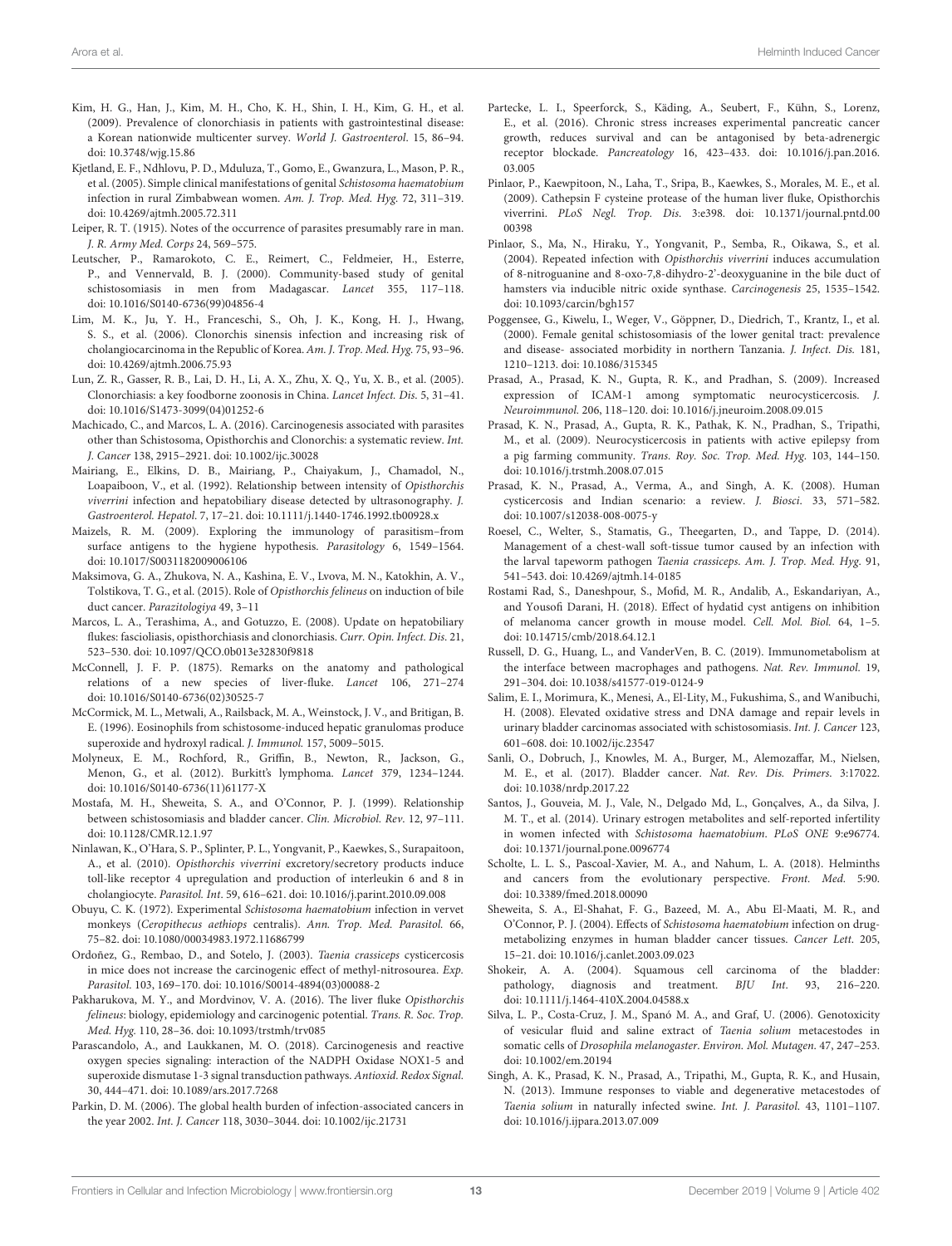Kim, H. G., Han, J., Kim, M. H., Cho, K. H., Shin, I. H., Kim, G. H., et al. (2009). Prevalence of clonorchiasis in patients with gastrointestinal disease: a Korean nationwide multicenter survey. *World J. Gastroenterol*. 15, 86–94. doi: 10.3748/wjg.15.86

Kjetland, E. F., Ndhlovu, P. D., Mduluza, T., Gomo, E., Gwanzura, L., Mason, P. R., et al. (2005). Simple clinical manifestations of genital *Schistosoma haematobium* infection in rural Zimbabwean women. *Am. J. Trop. Med. Hyg*. 72, 311–319. doi: 10.4269/ajtmh.2005.72.311

Leiper, R. T. (1915). Notes of the occurrence of parasites presumably rare in man. *J. R. Army Med. Corps* 24, 569–575.

Leutscher, P., Ramarokoto, C. E., Reimert, C., Feldmeier, H., Esterre, P., and Vennervald, B. J. (2000). Community-based study of genital schistosomiasis in men from Madagascar. *Lancet* 355, 117–118. doi: 10.1016/S0140-6736(99)04856-4

Lim, M. K., Ju, Y. H., Franceschi, S., Oh, J. K., Kong, H. J., Hwang, S. S., et al. (2006). Clonorchis sinensis infection and increasing risk of cholangiocarcinoma in the Republic of Korea. *Am. J. Trop. Med. Hyg*. 75, 93–96. doi: 10.4269/ajtmh.2006.75.93

Lun, Z. R., Gasser, R. B., Lai, D. H., Li, A. X., Zhu, X. Q., Yu, X. B., et al. (2005). Clonorchiasis: a key foodborne zoonosis in China. *Lancet Infect. Dis*. 5, 31–41. doi: 10.1016/S1473-3099(04)01252-6

Machicado, C., and Marcos, L. A. (2016). Carcinogenesis associated with parasites other than Schistosoma, Opisthorchis and Clonorchis: a systematic review. *Int. J. Cancer* 138, 2915–2921. doi: 10.1002/ijc.30028

Mairiang, E., Elkins, D. B., Mairiang, P., Chaiyakum, J., Chamadol, N., Loapaiboon, V., et al. (1992). Relationship between intensity of *Opisthorchis viverrini* infection and hepatobiliary disease detected by ultrasonography. *J. Gastroenterol. Hepatol*. 7, 17–21. doi: 10.1111/j.1440-1746.1992.tb00928.x

Maizels, R. M. (2009). Exploring the immunology of parasitism–from surface antigens to the hygiene hypothesis. *Parasitology* 6, 1549–1564. doi: 10.1017/S0031182009006106

Maksimova, G. A., Zhukova, N. A., Kashina, E. V., Lvova, M. N., Katokhin, A. V., Tolstikova, T. G., et al. (2015). Role of *Opisthorchis felineus* on induction of bile duct cancer. *Parazitologiya* 49, 3–11

Marcos, L. A., Terashima, A., and Gotuzzo, E. (2008). Update on hepatobiliary flukes: fascioliasis, opisthorchiasis and clonorchiasis. *Curr. Opin. Infect. Dis*. 21, 523–530. doi: 10.1097/QCO.0b013e32830f9818

McConnell, J. F. P. (1875). Remarks on the anatomy and pathological relations of a new species of liver-fluke. *Lancet* 106, 271–274 doi: 10.1016/S0140-6736(02)30525-7

McCormick, M. L., Metwali, A., Railsback, M. A., Weinstock, J. V., and Britigan, B. E. (1996). Eosinophils from schistosome-induced hepatic granulomas produce superoxide and hydroxyl radical. *J. Immunol*. 157, 5009–5015.

Molyneux, E. M., Rochford, R., Griffin, B., Newton, R., Jackson, G., Menon, G., et al. (2012). Burkitt's lymphoma. *Lancet* 379, 1234–1244. doi: 10.1016/S0140-6736(11)61177-X

Mostafa, M. H., Sheweita, S. A., and O'Connor, P. J. (1999). Relationship between schistosomiasis and bladder cancer. *Clin. Microbiol. Rev*. 12, 97–111. doi: 10.1128/CMR.12.1.97

Ninlawan, K., O'Hara, S. P., Splinter, P. L., Yongvanit, P., Kaewkes, S., Surapaitoon, A., et al. (2010). *Opisthorchis viverrini* excretory/secretory products induce toll-like receptor 4 upregulation and production of interleukin 6 and 8 in cholangiocyte. *Parasitol. Int*. 59, 616–621. doi: 10.1016/j.parint.2010.09.008

Obuyu, C. K. (1972). Experimental *Schistosoma haematobium* infection in vervet monkeys (*Ceropithecus aethiops* centralis). *Ann. Trop. Med. Parasitol*. 66, 75–82. doi: 10.1080/00034983.1972.11686799

Ordoñez, G., Rembao, D., and Sotelo, J. (2003). *Taenia crassiceps* cysticercosis in mice does not increase the carcinogenic effect of methyl-nitrosourea. *Exp. Parasitol*. 103, 169–170. doi: 10.1016/S0014-4894(03)00088-2

Pakharukova, M. Y., and Mordvinov, V. A. (2016). The liver fluke *Opisthorchis felineus*: biology, epidemiology and carcinogenic potential. *Trans. R. Soc. Trop. Med. Hyg*. 110, 28–36. doi: 10.1093/trstmh/trv085

Parascandolo, A., and Laukkanen, M. O. (2018). Carcinogenesis and reactive oxygen species signaling: interaction of the NADPH Oxidase NOX1-5 and superoxide dismutase 1-3 signal transduction pathways. *Antioxid. Redox Signal*. 30, 444–471. doi: 10.1089/ars.2017.7268

Parkin, D. M. (2006). The global health burden of infection-associated cancers in the year 2002. *Int. J. Cancer* 118, 3030–3044. doi: 10.1002/ijc.21731

Partecke, L. I., Speerforck, S., Käding, A., Seubert, F., Kühn, S., Lorenz, E., et al. (2016). Chronic stress increases experimental pancreatic cancer growth, reduces survival and can be antagonised by beta-adrenergic receptor blockade. *Pancreatology* 16, 423–433. doi: 10.1016/j.pan.2016.03.005

Pinlaor, P., Kaewpitoon, N., Laha, T., Sripa, B., Kaewkes, S., Morales, M. E., et al. (2009). Cathepsin F cysteine protease of the human liver fluke, Opisthorchis viverrini. *PLoS Negl. Trop. Dis*. 3:e398. doi: 10.1371/journal.pntd.0000398

Pinlaor, S., Ma, N., Hiraku, Y., Yongvanit, P., Semba, R., Oikawa, S., et al. (2004). Repeated infection with *Opisthorchis viverrini* induces accumulation of 8-nitroguanine and 8-oxo-7,8-dihydro-2'-deoxyguanine in the bile duct of hamsters via inducible nitric oxide synthase. *Carcinogenesis* 25, 1535–1542. doi: 10.1093/carcin/bgh157

Poggensee, G., Kiwelu, I., Weger, V., Göppner, D., Diedrich, T., Krantz, I., et al. (2000). Female genital schistosomiasis of the lower genital tract: prevalence and disease- associated morbidity in northern Tanzania. *J. Infect. Dis*. 181, 1210–1213. doi: 10.1086/315345

Prasad, A., Prasad, K. N., Gupta, R. K., and Pradhan, S. (2009). Increased expression of ICAM-1 among symptomatic neurocysticercosis. *J. Neuroimmunol*. 206, 118–120. doi: 10.1016/j.jneuroim.2008.09.015

Prasad, K. N., Prasad, A., Gupta, R. K., Pathak, K. N., Pradhan, S., Tripathi, M., et al. (2009). Neurocysticercosis in patients with active epilepsy from a pig farming community. *Trans. Roy. Soc. Trop. Med. Hyg*. 103, 144–150. doi: 10.1016/j.trstmh.2008.07.015

Prasad, K. N., Prasad, A., Verma, A., and Singh, A. K. (2008). Human cysticercosis and Indian scenario: a review. *J. Biosci*. 33, 571–582. doi: 10.1007/s12038-008-0075-y

Roesel, C., Welter, S., Stamatis, G., Theegarten, D., and Tappe, D. (2014). Management of a chest-wall soft-tissue tumor caused by an infection with the larval tapeworm pathogen *Taenia crassiceps*. *Am. J. Trop. Med. Hyg*. 91, 541–543. doi: 10.4269/ajtmh.14-0185

Rostami Rad, S., Daneshpour, S., Mofid, M. R., Andalib, A., Eskandariyan, A., and Yousofi Darani, H. (2018). Effect of hydatid cyst antigens on inhibition of melanoma cancer growth in mouse model. *Cell. Mol. Biol*. 64, 1–5. doi: 10.14715/cmb/2018.64.12.1

Russell, D. G., Huang, L., and VanderVen, B. C. (2019). Immunometabolism at the interface between macrophages and pathogens. *Nat. Rev. Immunol*. 19, 291–304. doi: 10.1038/s41577-019-0124-9

Salim, E. I., Morimura, K., Menesi, A., El-Lity, M., Fukushima, S., and Wanibuchi, H. (2008). Elevated oxidative stress and DNA damage and repair levels in urinary bladder carcinomas associated with schistosomiasis. *Int. J. Cancer* 123, 601–608. doi: 10.1002/ijc.23547

Sanli, O., Dobruch, J., Knowles, M. A., Burger, M., Alemozaffar, M., Nielsen, M. E., et al. (2017). Bladder cancer. *Nat. Rev. Dis. Primers*. 3:17022. doi: 10.1038/nrdp.2017.22

Santos, J., Gouveia, M. J., Vale, N., Delgado Md, L., Gonçalves, A., da Silva, J. M. T., et al. (2014). Urinary estrogen metabolites and self-reported infertility in women infected with *Schistosoma haematobium*. *PLoS ONE* 9:e96774. doi: 10.1371/journal.pone.0096774

Scholte, L. L. S., Pascoal-Xavier, M. A., and Nahum, L. A. (2018). Helminths and cancers from the evolutionary perspective. *Front. Med*. 5:90. doi: 10.3389/fmed.2018.00090

Sheweita, S. A., El-Shahat, F. G., Bazeed, M. A., Abu El-Maati, M. R., and O'Connor, P. J. (2004). Effects of *Schistosoma haematobium* infection on drug-metabolizing enzymes in human bladder cancer tissues. *Cancer Lett*. 205, 15–21. doi: 10.1016/j.canlet.2003.09.023

Shokeir, A. A. (2004). Squamous cell carcinoma of the bladder: pathology, diagnosis and treatment. *BJU Int*. 93, 216–220. doi: 10.1111/j.1464-410X.2004.04588.x

Silva, L. P., Costa-Cruz, J. M., Spanó M. A., and Graf, U. (2006). Genotoxicity of vesicular fluid and saline extract of *Taenia solium* metacestodes in somatic cells of *Drosophila melanogaster*. *Environ. Mol. Mutagen*. 47, 247–253. doi: 10.1002/em.20194

Singh, A. K., Prasad, K. N., Prasad, A., Tripathi, M., Gupta, R. K., and Husain, N. (2013). Immune responses to viable and degenerative metacestodes of *Taenia solium* in naturally infected swine. *Int. J. Parasitol*. 43, 1101–1107. doi: 10.1016/j.ijpara.2013.07.009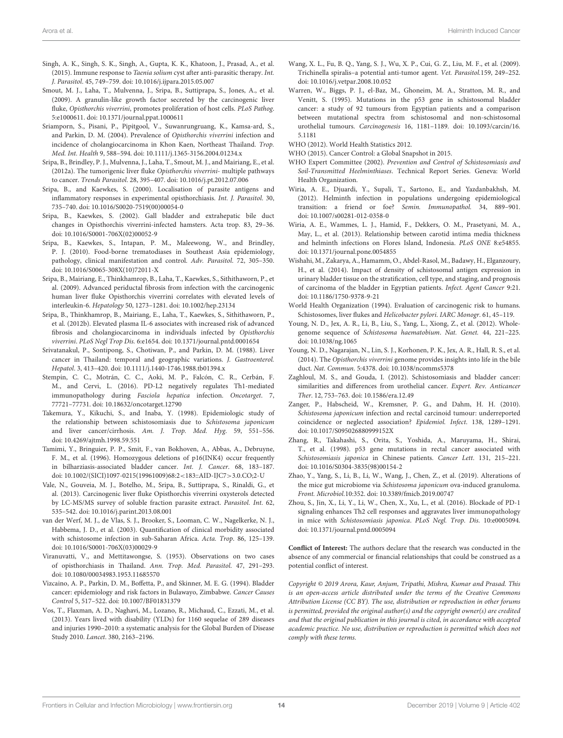Singh, A. K., Singh, S. K., Singh, A., Gupta, K. K., Khatoon, J., Prasad, A., et al. (2015). Immune response to *Taenia solium* cyst after anti-parasitic therapy. *Int. J. Parasitol*. 45, 749–759. doi: 10.1016/j.ijpara.2015.05.007

Smout, M. J., Laha, T., Mulvenna, J., Sripa, B., Suttiprapa, S., Jones, A., et al. (2009). A granulin-like growth factor secreted by the carcinogenic liver fluke, *Opisthorchis viverrini*, promotes proliferation of host cells. *PLoS Pathog*. 5:e1000611. doi: 10.1371/journal.ppat.1000611

Sriamporn, S., Pisani, P., Pipitgool, V., Suwanrungruang, K., Kamsa-ard, S., and Parkin, D. M. (2004). Prevalence of *Opisthorchis viverrini* infection and incidence of cholangiocarcinoma in Khon Kaen, Northeast Thailand. *Trop. Med. Int. Health* 9, 588–594. doi: 10.1111/j.1365-3156.2004.01234.x

Sripa, B., Brindley, P. J., Mulvenna, J., Laha, T., Smout, M. J., and Mairiang, E., et al. (2012a). The tumorigenic liver fluke *Opisthorchis viverrini*- multiple pathways to cancer. *Trends Parasitol*. 28, 395–407. doi: 10.1016/j.pt.2012.07.006

Sripa, B., and Kaewkes, S. (2000). Localisation of parasite antigens and inflammatory responses in experimental opisthorchiasis. *Int. J. Parasitol*. 30, 735–740. doi: 10.1016/S0020-7519(00)00054-0

Sripa, B., Kaewkes, S. (2002). Gall bladder and extrahepatic bile duct changes in Opisthorchis viverrini-infected hamsters. Acta trop. 83, 29–36. doi: 10.1016/S0001-706X(02)00052-9

Sripa, B., Kaewkes, S., Intapan, P. M., Maleewong, W., and Brindley, P. J. (2010). Food-borne trematodiases in Southeast Asia epidemiology, pathology, clinical manifestation and control. *Adv. Parasitol*. 72, 305–350. doi: 10.1016/S0065-308X(10)72011-X

Sripa, B., Mairiang, E., Thinkhamrop, B., Laha, T., Kaewkes, S., Sithithaworn, P., et al. (2009). Advanced periductal fibrosis from infection with the carcinogenic human liver fluke Opisthorchis viverrini correlates with elevated levels of interleukin-6. *Hepatology* 50, 1273–1281. doi: 10.1002/hep.23134

Sripa, B., Thinkhamrop, B., Mairiang, E., Laha, T., Kaewkes, S., Sithithaworn, P., et al. (2012b). Elevated plasma IL-6 associates with increased risk of advanced fibrosis and cholangiocarcinoma in individuals infected by *Opisthorchis viverrini*. *PLoS Negl Trop Dis*. 6:e1654. doi: 10.1371/journal.pntd.0001654

Srivatanakul, P., Sontipong, S., Chotiwan, P., and Parkin, D. M. (1988). Liver cancer in Thailand: temporal and geographic variations. *J. Gastroenterol. Hepatol*. 3, 413–420. doi: 10.1111/j.1440-1746.1988.tb01394.x

Stempin, C. C., Motrán, C. C., Aoki, M. P., Falcón, C. R., Cerbán, F. M., and Cervi, L. (2016). PD-L2 negatively regulates Th1-mediated immunopathology during *Fasciola hepatica* infection. *Oncotarget*. 7, 77721–77731. doi: 10.18632/oncotarget.12790

Takemura, Y., Kikuchi, S., and Inaba, Y. (1998). Epidemiologic study of the relationship between schistosomiasis due to *Schistosoma japonicum* and liver cancer/cirrhosis. *Am. J. Trop. Med. Hyg*. 59, 551–556. doi: 10.4269/ajtmh.1998.59.551

Tamimi, Y., Bringuier, P. P., Smit, F., van Bokhoven, A., Abbas, A., Debruyne, F. M., et al. (1996). Homozygous deletions of p16(INK4) occur frequently in bilharziasis-associated bladder cancer. *Int. J. Cancer*. 68, 183–187. doi: 10.1002/(SICI)1097-0215(19961009)68:2<183::AID-IJC7>3.0.CO;2-U

Vale, N., Gouveia, M. J., Botelho, M., Sripa, B., Suttiprapa, S., Rinaldi, G., et al. (2013). Carcinogenic liver fluke Opisthorchis viverrini oxysterols detected by LC-MS/MS survey of soluble fraction parasite extract. *Parasitol. Int*. 62, 535–542. doi: 10.1016/j.parint.2013.08.001

van der Werf, M. J., de Vlas, S. J., Brooker, S., Looman, C. W., Nagelkerke, N. J., Habbema, J. D., et al. (2003). Quantification of clinical morbidity associated with schistosome infection in sub-Saharan Africa. *Acta. Trop*. 86, 125–139. doi: 10.1016/S0001-706X(03)00029-9

Viranuvatti, V., and Mettitawongse, S. (1953). Observations on two cases of opisthorchiasis in Thailand. *Ann. Trop. Med. Parasitol*. 47, 291–293. doi: 10.1080/00034983.1953.11685570

Vizcaino, A. P., Parkin, D. M., Boffetta, P., and Skinner, M. E. G. (1994). Bladder cancer: epidemiology and risk factors in Bulawayo, Zimbabwe. *Cancer Causes Control* 5, 517–522. doi: 10.1007/BF01831379

Vos, T., Flaxman, A. D., Naghavi, M., Lozano, R., Michaud, C., Ezzati, M., et al. (2013). Years lived with disability (YLDs) for 1160 sequelae of 289 diseases and injuries 1990–2010: a systematic analysis for the Global Burden of Disease Study 2010. *Lancet*. 380, 2163–2196.

Wang, X. L., Fu, B. Q., Yang, S. J., Wu, X. P., Cui, G. Z., Liu, M. F., et al. (2009). Trichinella spiralis–a potential anti-tumor agent. *Vet. Parasitol*.159, 249–252. doi: 10.1016/j.vetpar.2008.10.052

Warren, W., Biggs, P. J., el-Baz, M., Ghoneim, M. A., Stratton, M. R., and Venitt, S. (1995). Mutations in the p53 gene in schistosomal bladder cancer: a study of 92 tumours from Egyptian patients and a comparison between mutational spectra from schistosomal and non-schistosomal urothelial tumours. *Carcinogenesis* 16, 1181–1189. doi: 10.1093/carcin/16.5.1181

WHO (2012). World Health Statistics 2012.

WHO (2015). Cancer Control: a Global Snapshot in 2015.

WHO Expert Committee (2002). *Prevention and Control of Schistosomiasis and Soil-Transmitted Heelminthiases*. Technical Report Series. Geneva: World Health Organization.

Wiria, A. E., Djuardi, Y., Supali, T., Sartono, E., and Yazdanbakhsh, M. (2012). Helminth infection in populations undergoing epidemiological transition: a friend or foe? *Semin. Immunopathol*. 34, 889–901. doi: 10.1007/s00281-012-0358-0

Wiria, A. E., Wammes, L. J., Hamid, F., Dekkers, O. M., Prasetyani, M. A., May, L., et al. (2013). Relationship between carotid intima media thickness and helminth infections on Flores Island, Indonesia. *PLoS ONE* 8:e54855. doi: 10.1371/journal.pone.0054855

Wishahi, M., Zakarya, A., Hamamm, O., Abdel-Rasol, M., Badawy, H., Elganzoury, H., et al. (2014). Impact of density of schistosomal antigen expression in urinary bladder tissue on the stratification, cell type, and staging, and prognosis of carcinoma of the bladder in Egyptian patients. *Infect. Agent Cancer* 9:21. doi: 10.1186/1750-9378-9-21

World Health Organization (1994). Evaluation of carcinogenic risk to humans. Schistosomes, liver flukes and *Helicobacter pylori*. *IARC Monogr*. 61, 45–119.

Young, N. D., Jex, A. R., Li, B., Liu, S., Yang, L., Xiong, Z., et al. (2012). Whole-genome sequence of *Schistosoma haematobium*. *Nat. Genet*. 44, 221–225. doi: 10.1038/ng.1065

Young, N. D., Nagarajan, N., Lin, S. J., Korhonen, P. K., Jex, A. R., Hall, R. S., et al. (2014). The *Opisthorchis viverrini* genome provides insights into life in the bile duct. *Nat. Commun*. 5:4378. doi: 10.1038/ncomms5378

Zaghloul, M. S., and Gouda, I. (2012). Schistosomiasis and bladder cancer: similarities and differences from urothelial cancer. *Expert. Rev. Anticancer Ther*. 12, 753–763. doi: 10.1586/era.12.49

Zanger, P., Habscheid, W., Kremsner, P. G., and Dahm, H. H. (2010). *Schistosoma japonicum* infection and rectal carcinoid tumour: underreported coincidence or neglected association? *Epidemiol. Infect*. 138, 1289–1291. doi: 10.1017/S095026880999152X

Zhang, R., Takahashi, S., Orita, S., Yoshida, A., Maruyama, H., Shirai, T., et al. (1998). p53 gene mutations in rectal cancer associated with *Schistosomiasis japonica* in Chinese patients. *Cancer Lett*. 131, 215–221. doi: 10.1016/S0304-3835(98)00154-2

Zhao, Y., Yang, S., Li, B., Li, W., Wang, J., Chen, Z., et al. (2019). Alterations of the mice gut microbiome via *Schistosoma japonicum* ova-induced granuloma. *Front. Microbiol*.10:352. doi: 10.3389/fmicb.2019.00747

Zhou, S., Jin, X., Li, Y., Li, W., Chen, X., Xu, L., et al. (2016). Blockade of PD-1 signaling enhances Th2 cell responses and aggravates liver immunopathology in mice with *Schistosomiasis japonica*. *PLoS Negl. Trop. Dis*. 10:e0005094. doi: 10.1371/journal.pntd.0005094

**Conflict of Interest:** The authors declare that the research was conducted in the absence of any commercial or financial relationships that could be construed as a potential conflict of interest.

*Copyright © 2019 Arora, Kaur, Anjum, Tripathi, Mishra, Kumar and Prasad. This is an open-access article distributed under the terms of the Creative Commons Attribution License (CC BY). The use, distribution or reproduction in other forums is permitted, provided the original author(s) and the copyright owner(s) are credited and that the original publication in this journal is cited, in accordance with accepted academic practice. No use, distribution or reproduction is permitted which does not comply with these terms.*